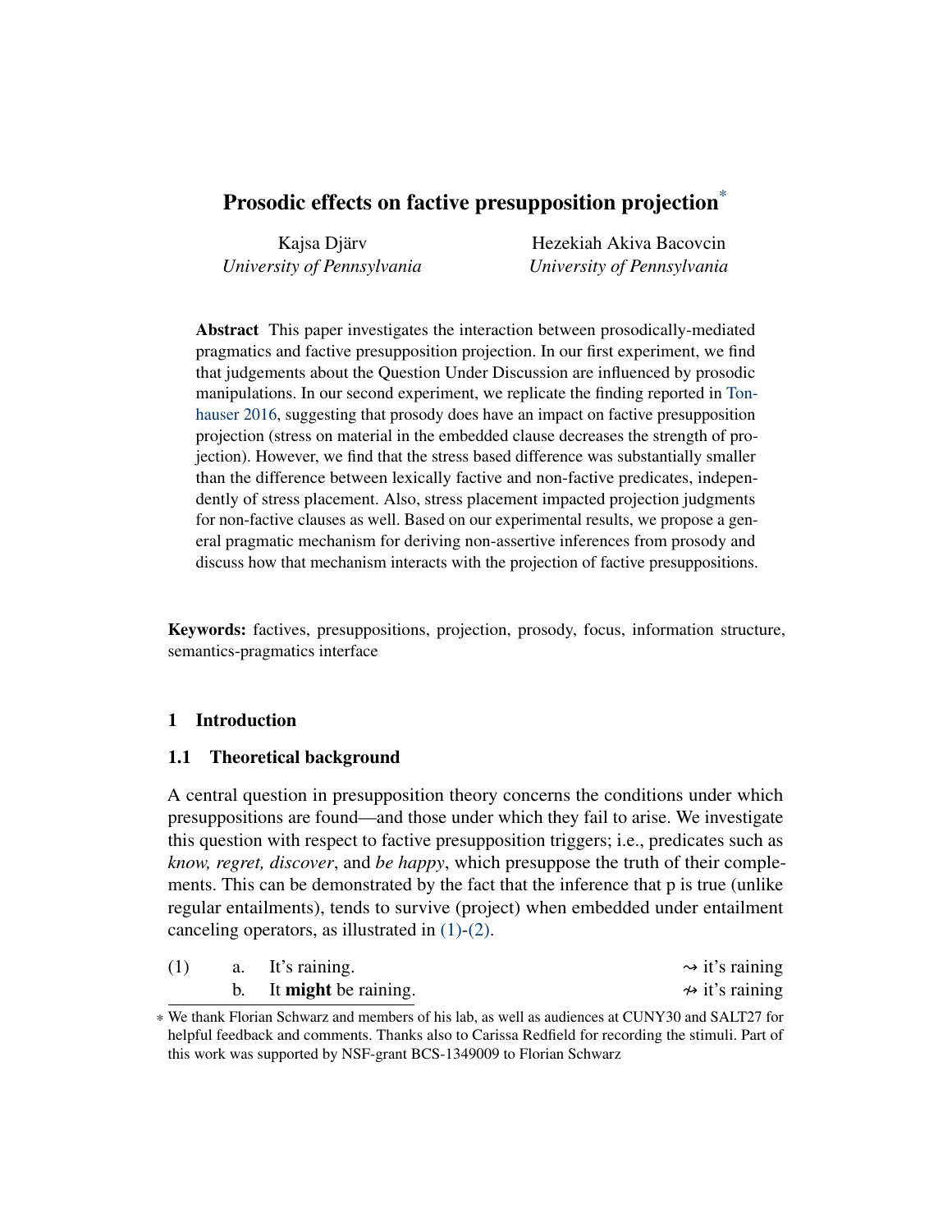# Prosodic effects on factive presupposition projection*

Kajsa Djärv
*University of Pennsylvania*

Hezekiah Akiva Bacovcin
*University of Pennsylvania*

**Abstract** This paper investigates the interaction between prosodically-mediated pragmatics and factive presupposition projection. In our first experiment, we find that judgements about the Question Under Discussion are influenced by prosodic manipulations. In our second experiment, we replicate the finding reported in Tonhauser 2016, suggesting that prosody does have an impact on factive presupposition projection (stress on material in the embedded clause decreases the strength of projection). However, we find that the stress based difference was substantially smaller than the difference between lexically factive and non-factive predicates, independently of stress placement. Also, stress placement impacted projection judgments for non-factive clauses as well. Based on our experimental results, we propose a general pragmatic mechanism for deriving non-assertive inferences from prosody and discuss how that mechanism interacts with the projection of factive presuppositions.

**Keywords:** factives, presuppositions, projection, prosody, focus, information structure, semantics-pragmatics interface

## 1 Introduction

### 1.1 Theoretical background

A central question in presupposition theory concerns the conditions under which presuppositions are found—and those under which they fail to arise. We investigate this question with respect to factive presupposition triggers; i.e., predicates such as *know, regret, discover*, and *be happy*, which presuppose the truth of their complements. This can be demonstrated by the fact that the inference that p is true (unlike regular entailments), tends to survive (project) when embedded under entailment canceling operators, as illustrated in (1)-(2).

(1) a. It's raining. $\rightsquigarrow$ it's raining
    b. It **might** be raining. $\not\rightsquigarrow$ it's raining

* We thank Florian Schwarz and members of his lab, as well as audiences at CUNY30 and SALT27 for helpful feedback and comments. Thanks also to Carissa Redfield for recording the stimuli. Part of this work was supported by NSF-grant BCS-1349009 to Florian Schwarz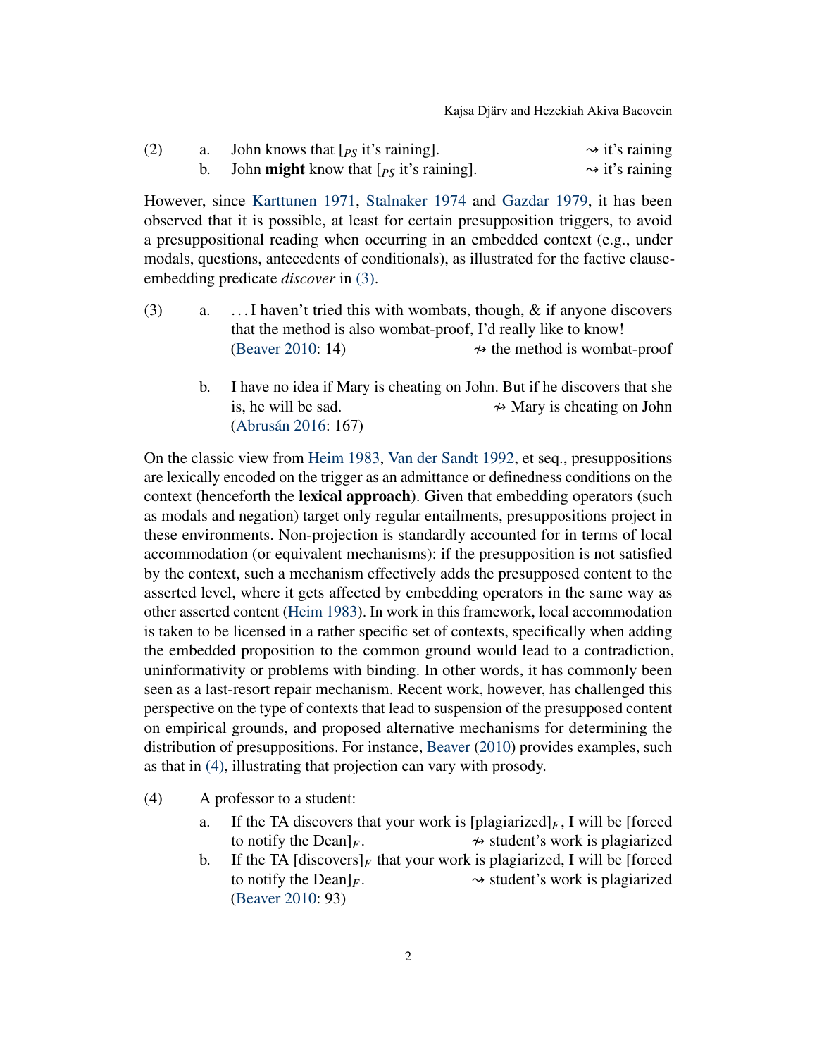(2) a. John knows that [$_{PS}$ it's raining]. ⇝ it's raining

b. John **might** know that [$_{PS}$ it's raining]. ⇝ it's raining

However, since Karttunen 1971, Stalnaker 1974 and Gazdar 1979, it has been observed that it is possible, at least for certain presupposition triggers, to avoid a presuppositional reading when occurring in an embedded context (e.g., under modals, questions, antecedents of conditionals), as illustrated for the factive clause-embedding predicate *discover* in (3).

(3) a. . . . I haven't tried this with wombats, though, & if anyone discovers that the method is also wombat-proof, I'd really like to know! (Beaver 2010: 14) ⇝̸ the method is wombat-proof

b. I have no idea if Mary is cheating on John. But if he discovers that she is, he will be sad. ⇝̸ Mary is cheating on John (Abrusán 2016: 167)

On the classic view from Heim 1983, Van der Sandt 1992, et seq., presuppositions are lexically encoded on the trigger as an admittance or definedness conditions on the context (henceforth the **lexical approach**). Given that embedding operators (such as modals and negation) target only regular entailments, presuppositions project in these environments. Non-projection is standardly accounted for in terms of local accommodation (or equivalent mechanisms): if the presupposition is not satisfied by the context, such a mechanism effectively adds the presupposed content to the asserted level, where it gets affected by embedding operators in the same way as other asserted content (Heim 1983). In work in this framework, local accommodation is taken to be licensed in a rather specific set of contexts, specifically when adding the embedded proposition to the common ground would lead to a contradiction, uninformativity or problems with binding. In other words, it has commonly been seen as a last-resort repair mechanism. Recent work, however, has challenged this perspective on the type of contexts that lead to suspension of the presupposed content on empirical grounds, and proposed alternative mechanisms for determining the distribution of presuppositions. For instance, Beaver (2010) provides examples, such as that in (4), illustrating that projection can vary with prosody.

(4) A professor to a student:

a. If the TA discovers that your work is [plagiarized]$_F$, I will be [forced to notify the Dean]$_F$. ⇝̸ student's work is plagiarized

b. If the TA [discovers]$_F$ that your work is plagiarized, I will be [forced to notify the Dean]$_F$. ⇝ student's work is plagiarized (Beaver 2010: 93)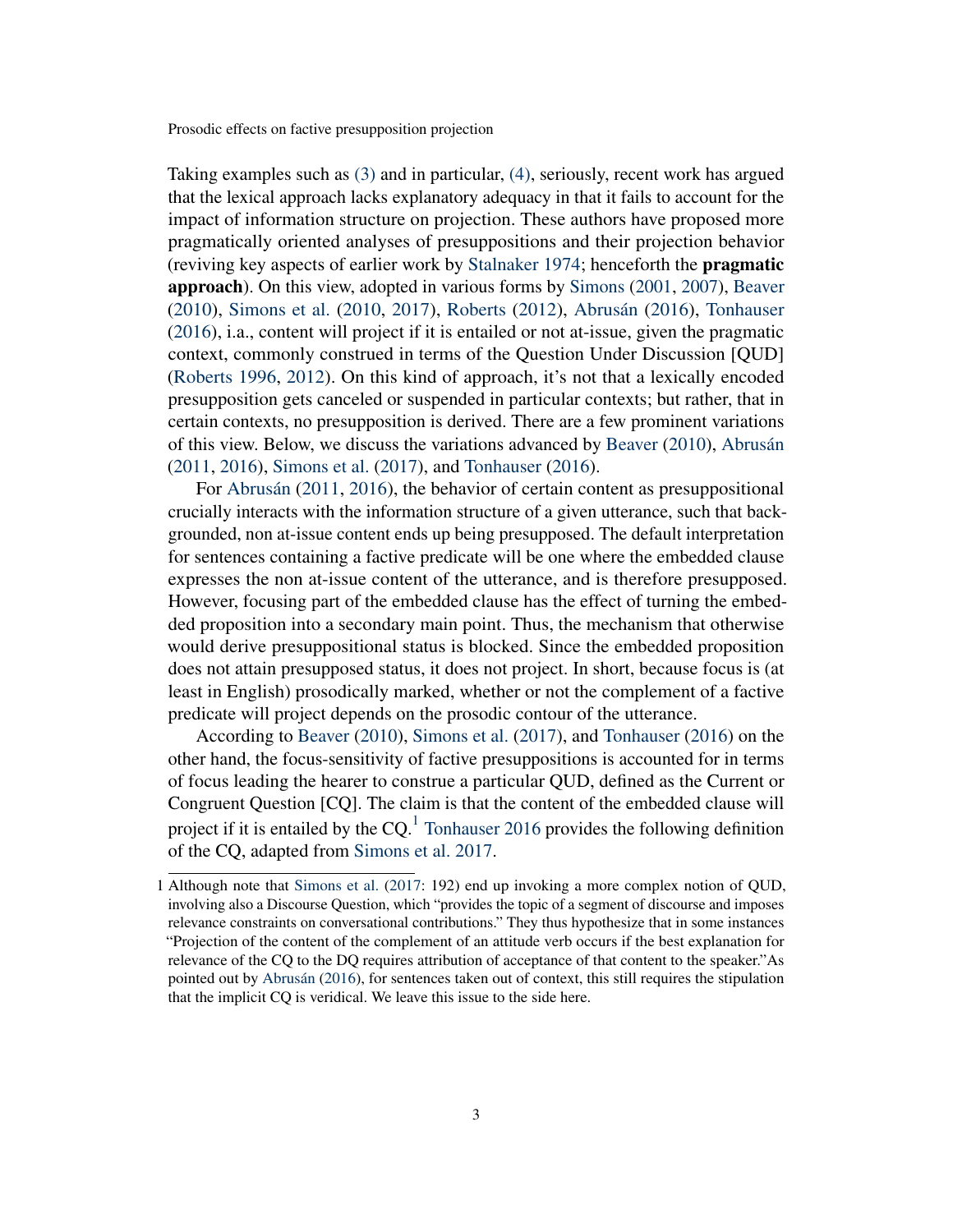Taking examples such as (3) and in particular, (4), seriously, recent work has argued that the lexical approach lacks explanatory adequacy in that it fails to account for the impact of information structure on projection. These authors have proposed more pragmatically oriented analyses of presuppositions and their projection behavior (reviving key aspects of earlier work by Stalnaker 1974; henceforth the **pragmatic approach**). On this view, adopted in various forms by Simons (2001, 2007), Beaver (2010), Simons et al. (2010, 2017), Roberts (2012), Abrusán (2016), Tonhauser (2016), i.a., content will project if it is entailed or not at-issue, given the pragmatic context, commonly construed in terms of the Question Under Discussion [QUD] (Roberts 1996, 2012). On this kind of approach, it's not that a lexically encoded presupposition gets canceled or suspended in particular contexts; but rather, that in certain contexts, no presupposition is derived. There are a few prominent variations of this view. Below, we discuss the variations advanced by Beaver (2010), Abrusán (2011, 2016), Simons et al. (2017), and Tonhauser (2016).

For Abrusán (2011, 2016), the behavior of certain content as presuppositional crucially interacts with the information structure of a given utterance, such that backgrounded, non at-issue content ends up being presupposed. The default interpretation for sentences containing a factive predicate will be one where the embedded clause expresses the non at-issue content of the utterance, and is therefore presupposed. However, focusing part of the embedded clause has the effect of turning the embedded proposition into a secondary main point. Thus, the mechanism that otherwise would derive presuppositional status is blocked. Since the embedded proposition does not attain presupposed status, it does not project. In short, because focus is (at least in English) prosodically marked, whether or not the complement of a factive predicate will project depends on the prosodic contour of the utterance.

According to Beaver (2010), Simons et al. (2017), and Tonhauser (2016) on the other hand, the focus-sensitivity of factive presuppositions is accounted for in terms of focus leading the hearer to construe a particular QUD, defined as the Current or Congruent Question [CQ]. The claim is that the content of the embedded clause will project if it is entailed by the CQ.[1] Tonhauser 2016 provides the following definition of the CQ, adapted from Simons et al. 2017.

[1] Although note that Simons et al. (2017: 192) end up invoking a more complex notion of QUD, involving also a Discourse Question, which "provides the topic of a segment of discourse and imposes relevance constraints on conversational contributions." They thus hypothesize that in some instances "Projection of the content of the complement of an attitude verb occurs if the best explanation for relevance of the CQ to the DQ requires attribution of acceptance of that content to the speaker."As pointed out by Abrusán (2016), for sentences taken out of context, this still requires the stipulation that the implicit CQ is veridical. We leave this issue to the side here.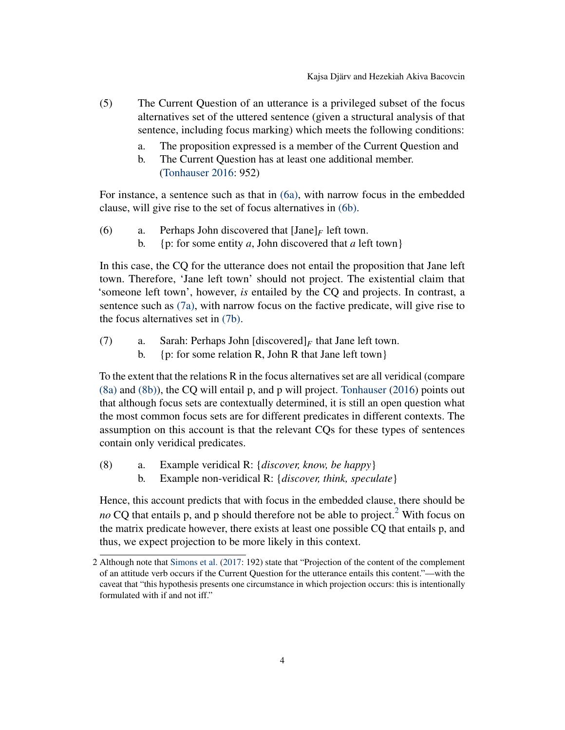(5) The Current Question of an utterance is a privileged subset of the focus alternatives set of the uttered sentence (given a structural analysis of that sentence, including focus marking) which meets the following conditions:

   a. The proposition expressed is a member of the Current Question and
   b. The Current Question has at least one additional member. (Tonhauser 2016: 952)

For instance, a sentence such as that in (6a), with narrow focus in the embedded clause, will give rise to the set of focus alternatives in (6b).

(6) a. Perhaps John discovered that [Jane]$_F$ left town.
   b. {p: for some entity *a*, John discovered that *a* left town}

In this case, the CQ for the utterance does not entail the proposition that Jane left town. Therefore, 'Jane left town' should not project. The existential claim that 'someone left town', however, *is* entailed by the CQ and projects. In contrast, a sentence such as (7a), with narrow focus on the factive predicate, will give rise to the focus alternatives set in (7b).

(7) a. Sarah: Perhaps John [discovered]$_F$ that Jane left town.
   b. {p: for some relation R, John R that Jane left town}

To the extent that the relations R in the focus alternatives set are all veridical (compare (8a) and (8b)), the CQ will entail p, and p will project. Tonhauser (2016) points out that although focus sets are contextually determined, it is still an open question what the most common focus sets are for different predicates in different contexts. The assumption on this account is that the relevant CQs for these types of sentences contain only veridical predicates.

(8) a. Example veridical R: {*discover, know, be happy*}
   b. Example non-veridical R: {*discover, think, speculate*}

Hence, this account predicts that with focus in the embedded clause, there should be *no* CQ that entails p, and p should therefore not be able to project.[2] With focus on the matrix predicate however, there exists at least one possible CQ that entails p, and thus, we expect projection to be more likely in this context.

2 Although note that Simons et al. (2017: 192) state that "Projection of the content of the complement of an attitude verb occurs if the Current Question for the utterance entails this content."—with the caveat that "this hypothesis presents one circumstance in which projection occurs: this is intentionally formulated with if and not iff."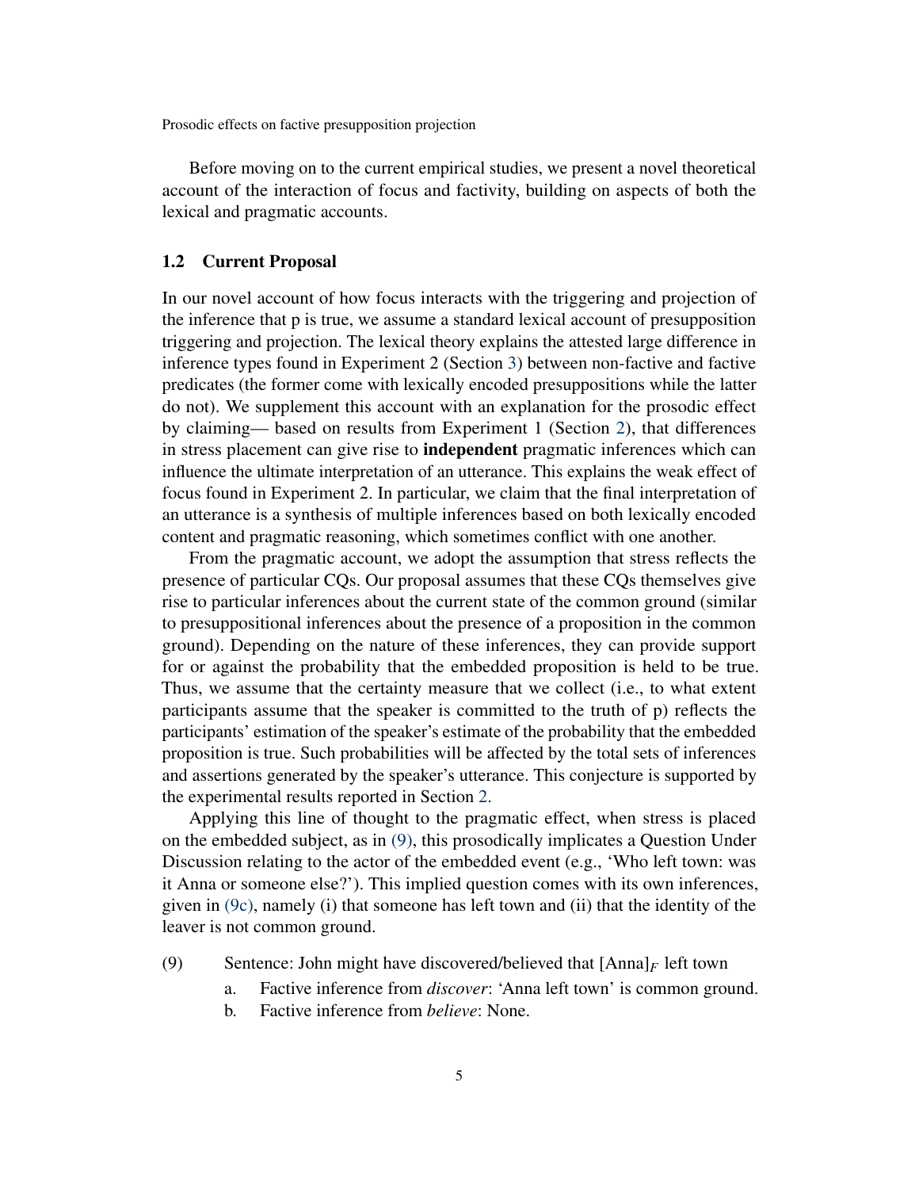Before moving on to the current empirical studies, we present a novel theoretical account of the interaction of focus and factivity, building on aspects of both the lexical and pragmatic accounts.

### 1.2 Current Proposal

In our novel account of how focus interacts with the triggering and projection of the inference that p is true, we assume a standard lexical account of presupposition triggering and projection. The lexical theory explains the attested large difference in inference types found in Experiment 2 (Section 3) between non-factive and factive predicates (the former come with lexically encoded presuppositions while the latter do not). We supplement this account with an explanation for the prosodic effect by claiming— based on results from Experiment 1 (Section 2), that differences in stress placement can give rise to **independent** pragmatic inferences which can influence the ultimate interpretation of an utterance. This explains the weak effect of focus found in Experiment 2. In particular, we claim that the final interpretation of an utterance is a synthesis of multiple inferences based on both lexically encoded content and pragmatic reasoning, which sometimes conflict with one another.

From the pragmatic account, we adopt the assumption that stress reflects the presence of particular CQs. Our proposal assumes that these CQs themselves give rise to particular inferences about the current state of the common ground (similar to presuppositional inferences about the presence of a proposition in the common ground). Depending on the nature of these inferences, they can provide support for or against the probability that the embedded proposition is held to be true. Thus, we assume that the certainty measure that we collect (i.e., to what extent participants assume that the speaker is committed to the truth of p) reflects the participants' estimation of the speaker's estimate of the probability that the embedded proposition is true. Such probabilities will be affected by the total sets of inferences and assertions generated by the speaker's utterance. This conjecture is supported by the experimental results reported in Section 2.

Applying this line of thought to the pragmatic effect, when stress is placed on the embedded subject, as in (9), this prosodically implicates a Question Under Discussion relating to the actor of the embedded event (e.g., 'Who left town: was it Anna or someone else?'). This implied question comes with its own inferences, given in (9c), namely (i) that someone has left town and (ii) that the identity of the leaver is not common ground.

(9) Sentence: John might have discovered/believed that $[\text{Anna}]_F$ left town

   a. Factive inference from *discover*: 'Anna left town' is common ground.

   b. Factive inference from *believe*: None.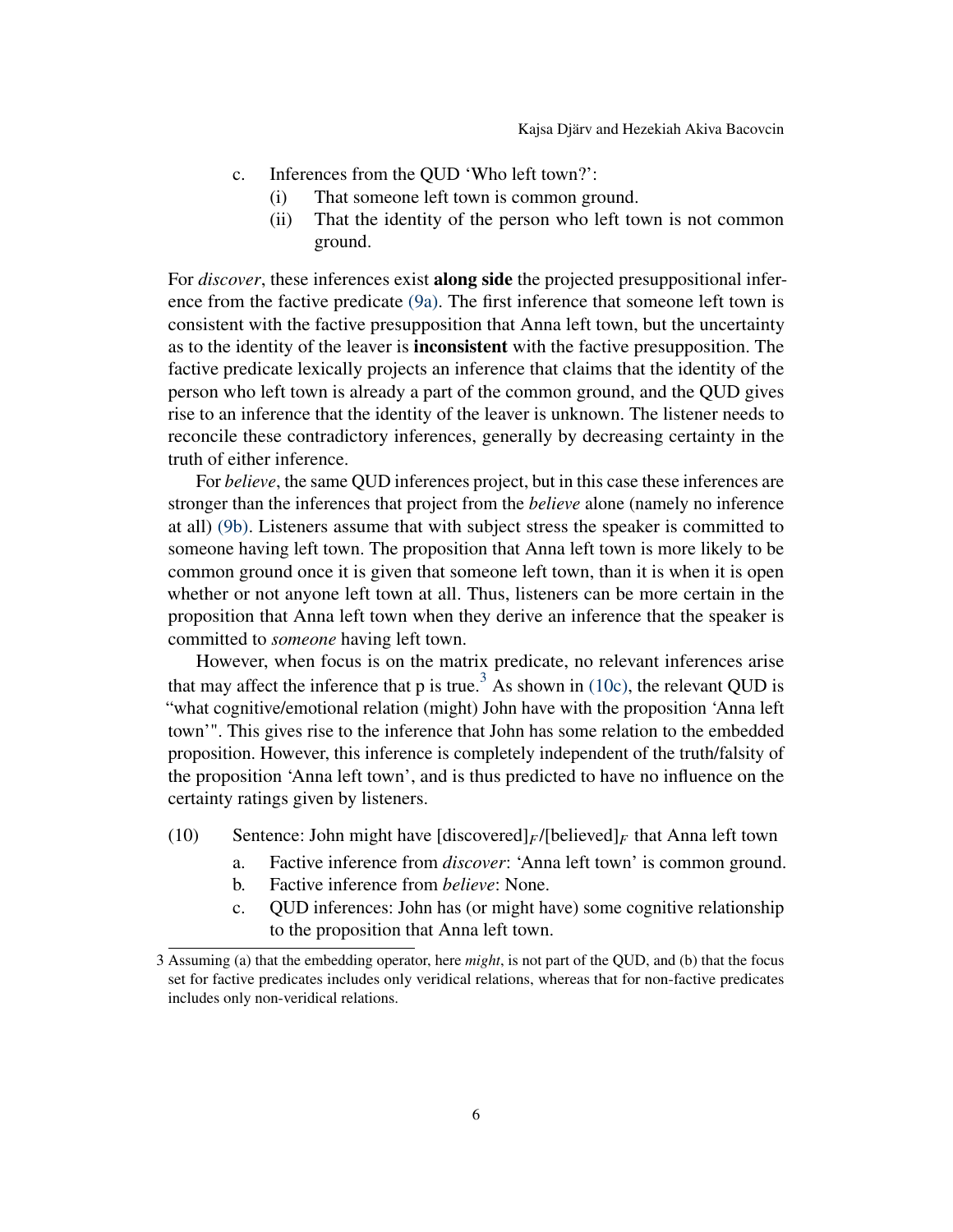c. Inferences from the QUD 'Who left town?':
   (i) That someone left town is common ground.
   (ii) That the identity of the person who left town is not common ground.

For *discover*, these inferences exist **along side** the projected presuppositional inference from the factive predicate (9a). The first inference that someone left town is consistent with the factive presupposition that Anna left town, but the uncertainty as to the identity of the leaver is **inconsistent** with the factive presupposition. The factive predicate lexically projects an inference that claims that the identity of the person who left town is already a part of the common ground, and the QUD gives rise to an inference that the identity of the leaver is unknown. The listener needs to reconcile these contradictory inferences, generally by decreasing certainty in the truth of either inference.

For *believe*, the same QUD inferences project, but in this case these inferences are stronger than the inferences that project from the *believe* alone (namely no inference at all) (9b). Listeners assume that with subject stress the speaker is committed to someone having left town. The proposition that Anna left town is more likely to be common ground once it is given that someone left town, than it is when it is open whether or not anyone left town at all. Thus, listeners can be more certain in the proposition that Anna left town when they derive an inference that the speaker is committed to *someone* having left town.

However, when focus is on the matrix predicate, no relevant inferences arise that may affect the inference that p is true.[3] As shown in (10c), the relevant QUD is "what cognitive/emotional relation (might) John have with the proposition 'Anna left town'". This gives rise to the inference that John has some relation to the embedded proposition. However, this inference is completely independent of the truth/falsity of the proposition 'Anna left town', and is thus predicted to have no influence on the certainty ratings given by listeners.

(10) Sentence: John might have [discovered]$_F$/[believed]$_F$ that Anna left town
   a. Factive inference from *discover*: 'Anna left town' is common ground.
   b. Factive inference from *believe*: None.
   c. QUD inferences: John has (or might have) some cognitive relationship to the proposition that Anna left town.

---

3 Assuming (a) that the embedding operator, here *might*, is not part of the QUD, and (b) that the focus set for factive predicates includes only veridical relations, whereas that for non-factive predicates includes only non-veridical relations.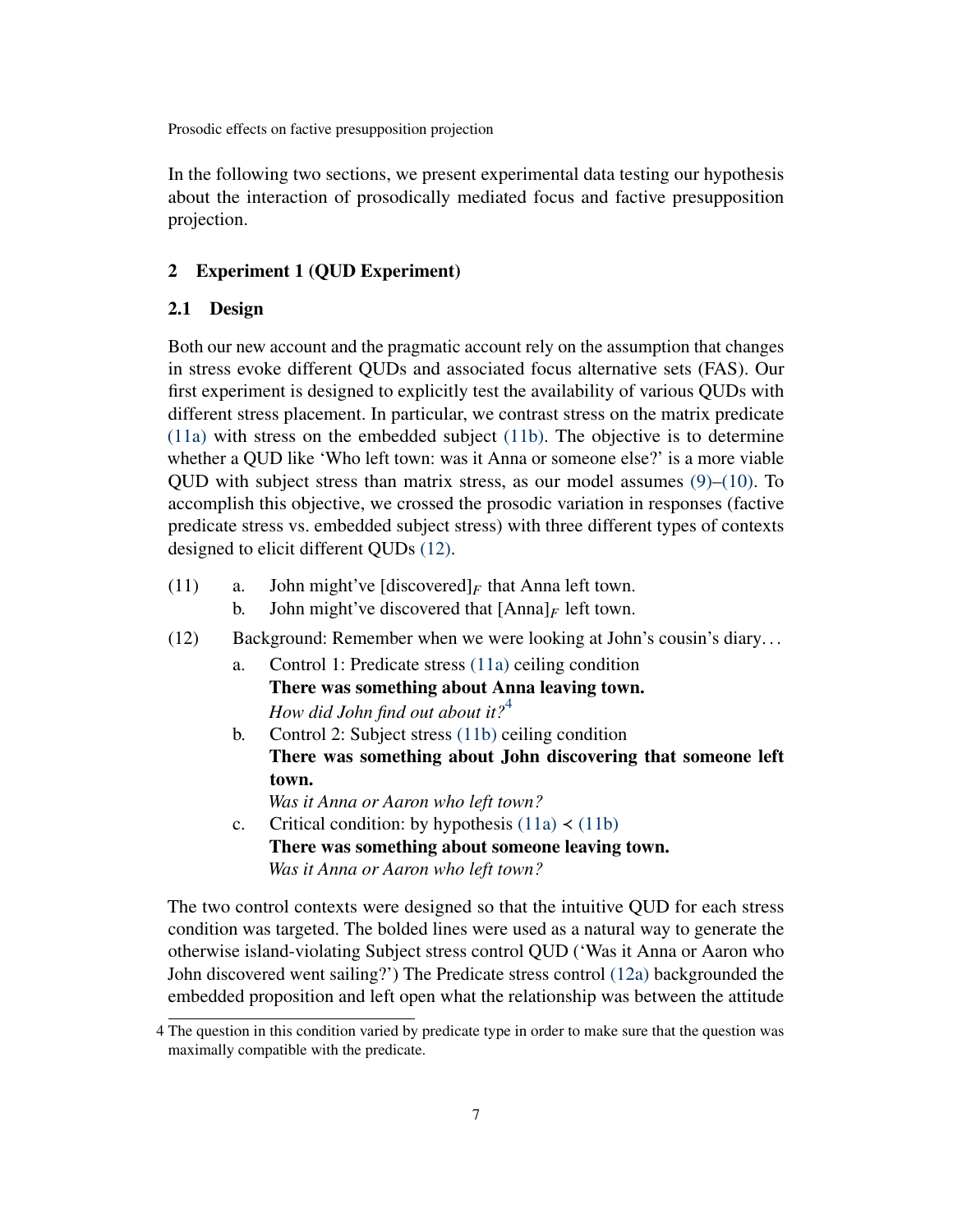In the following two sections, we present experimental data testing our hypothesis about the interaction of prosodically mediated focus and factive presupposition projection.

## 2 Experiment 1 (QUD Experiment)

### 2.1 Design

Both our new account and the pragmatic account rely on the assumption that changes in stress evoke different QUDs and associated focus alternative sets (FAS). Our first experiment is designed to explicitly test the availability of various QUDs with different stress placement. In particular, we contrast stress on the matrix predicate (11a) with stress on the embedded subject (11b). The objective is to determine whether a QUD like 'Who left town: was it Anna or someone else?' is a more viable QUD with subject stress than matrix stress, as our model assumes (9)–(10). To accomplish this objective, we crossed the prosodic variation in responses (factive predicate stress vs. embedded subject stress) with three different types of contexts designed to elicit different QUDs (12).

(11) a. John might've [discovered]$_F$ that Anna left town.
  b. John might've discovered that [Anna]$_F$ left town.

(12) Background: Remember when we were looking at John's cousin's diary…
  a. Control 1: Predicate stress (11a) ceiling condition
   **There was something about Anna leaving town.**
   *How did John find out about it?*[4]
  b. Control 2: Subject stress (11b) ceiling condition
   **There was something about John discovering that someone left town.**
   *Was it Anna or Aaron who left town?*
  c. Critical condition: by hypothesis (11a) ≺ (11b)
   **There was something about someone leaving town.**
   *Was it Anna or Aaron who left town?*

The two control contexts were designed so that the intuitive QUD for each stress condition was targeted. The bolded lines were used as a natural way to generate the otherwise island-violating Subject stress control QUD ('Was it Anna or Aaron who John discovered went sailing?') The Predicate stress control (12a) backgrounded the embedded proposition and left open what the relationship was between the attitude

4 The question in this condition varied by predicate type in order to make sure that the question was maximally compatible with the predicate.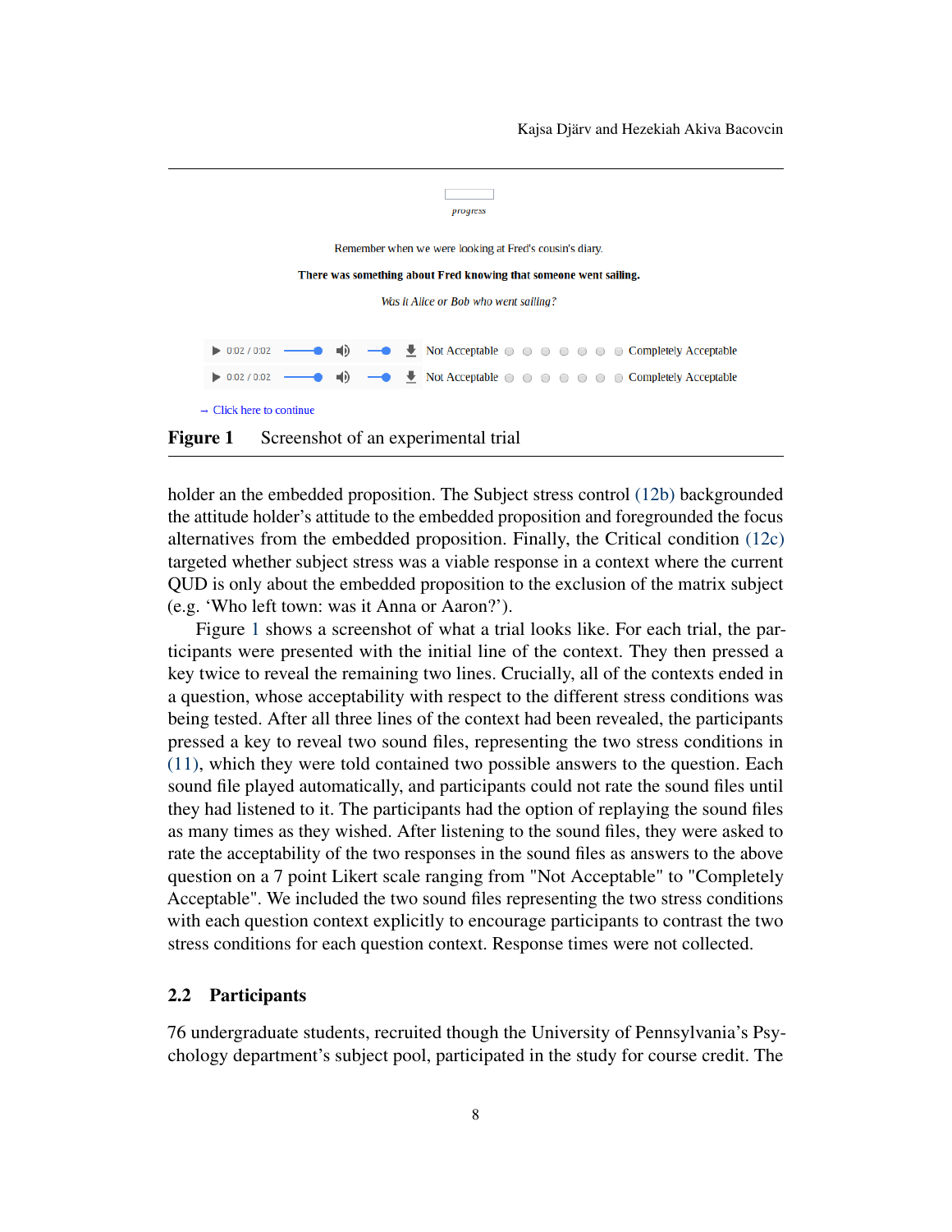progress

Remember when we were looking at Fred's cousin's diary.

**There was something about Fred knowing that someone went sailing.**

*Was it Alice or Bob who went sailing?*

▶ 0:02 / 0:02 Not Acceptable ○ ○ ○ ○ ○ ○ ○ Completely Acceptable

▶ 0:02 / 0:02 Not Acceptable ○ ○ ○ ○ ○ ○ ○ Completely Acceptable

→ Click here to continue

**Figure 1** Screenshot of an experimental trial

holder an the embedded proposition. The Subject stress control (12b) backgrounded the attitude holder's attitude to the embedded proposition and foregrounded the focus alternatives from the embedded proposition. Finally, the Critical condition (12c) targeted whether subject stress was a viable response in a context where the current QUD is only about the embedded proposition to the exclusion of the matrix subject (e.g. 'Who left town: was it Anna or Aaron?').

Figure 1 shows a screenshot of what a trial looks like. For each trial, the participants were presented with the initial line of the context. They then pressed a key twice to reveal the remaining two lines. Crucially, all of the contexts ended in a question, whose acceptability with respect to the different stress conditions was being tested. After all three lines of the context had been revealed, the participants pressed a key to reveal two sound files, representing the two stress conditions in (11), which they were told contained two possible answers to the question. Each sound file played automatically, and participants could not rate the sound files until they had listened to it. The participants had the option of replaying the sound files as many times as they wished. After listening to the sound files, they were asked to rate the acceptability of the two responses in the sound files as answers to the above question on a 7 point Likert scale ranging from "Not Acceptable" to "Completely Acceptable". We included the two sound files representing the two stress conditions with each question context explicitly to encourage participants to contrast the two stress conditions for each question context. Response times were not collected.

## 2.2 Participants

76 undergraduate students, recruited though the University of Pennsylvania's Psychology department's subject pool, participated in the study for course credit. The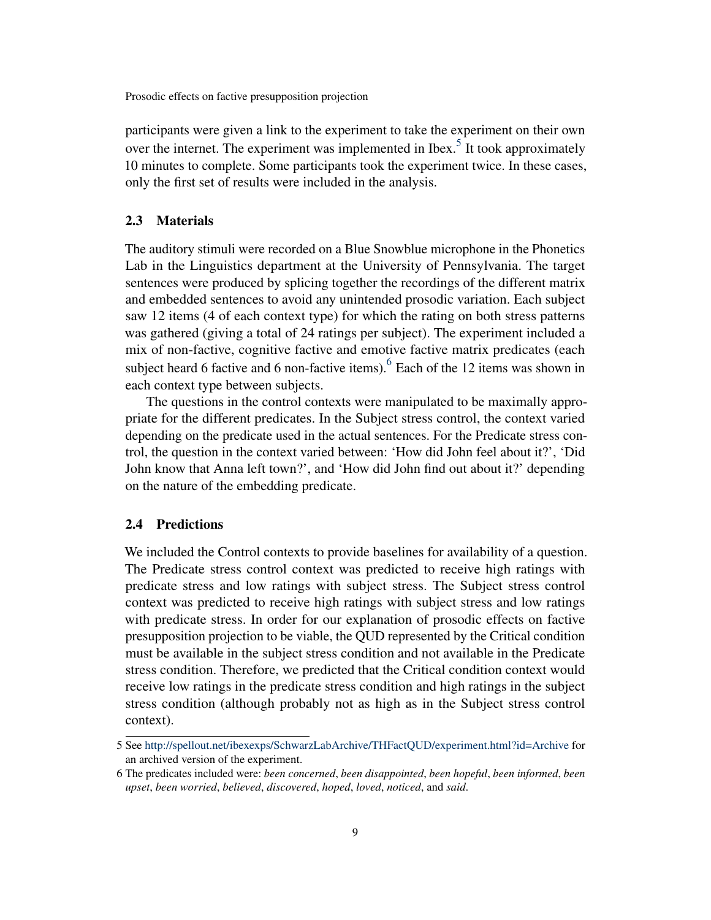participants were given a link to the experiment to take the experiment on their own over the internet. The experiment was implemented in Ibex.[5] It took approximately 10 minutes to complete. Some participants took the experiment twice. In these cases, only the first set of results were included in the analysis.

## 2.3 Materials

The auditory stimuli were recorded on a Blue Snowblue microphone in the Phonetics Lab in the Linguistics department at the University of Pennsylvania. The target sentences were produced by splicing together the recordings of the different matrix and embedded sentences to avoid any unintended prosodic variation. Each subject saw 12 items (4 of each context type) for which the rating on both stress patterns was gathered (giving a total of 24 ratings per subject). The experiment included a mix of non-factive, cognitive factive and emotive factive matrix predicates (each subject heard 6 factive and 6 non-factive items).[6] Each of the 12 items was shown in each context type between subjects.

The questions in the control contexts were manipulated to be maximally appropriate for the different predicates. In the Subject stress control, the context varied depending on the predicate used in the actual sentences. For the Predicate stress control, the question in the context varied between: 'How did John feel about it?', 'Did John know that Anna left town?', and 'How did John find out about it?' depending on the nature of the embedding predicate.

## 2.4 Predictions

We included the Control contexts to provide baselines for availability of a question. The Predicate stress control context was predicted to receive high ratings with predicate stress and low ratings with subject stress. The Subject stress control context was predicted to receive high ratings with subject stress and low ratings with predicate stress. In order for our explanation of prosodic effects on factive presupposition projection to be viable, the QUD represented by the Critical condition must be available in the subject stress condition and not available in the Predicate stress condition. Therefore, we predicted that the Critical condition context would receive low ratings in the predicate stress condition and high ratings in the subject stress condition (although probably not as high as in the Subject stress control context).

5 See http://spellout.net/ibexexps/SchwarzLabArchive/THFactQUD/experiment.html?id=Archive for an archived version of the experiment.

6 The predicates included were: *been concerned*, *been disappointed*, *been hopeful*, *been informed*, *been upset*, *been worried*, *believed*, *discovered*, *hoped*, *loved*, *noticed*, and *said*.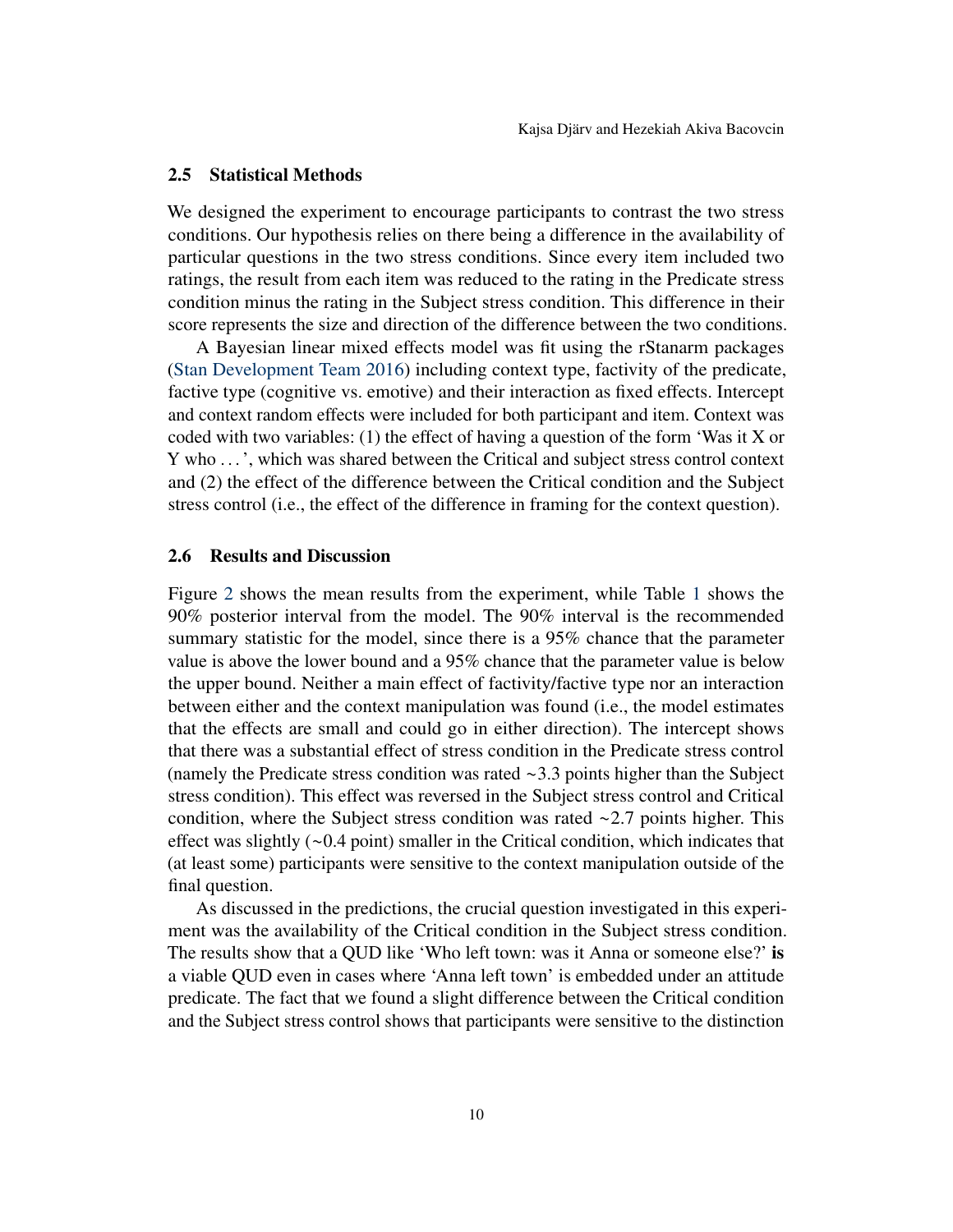### 2.5 Statistical Methods

We designed the experiment to encourage participants to contrast the two stress conditions. Our hypothesis relies on there being a difference in the availability of particular questions in the two stress conditions. Since every item included two ratings, the result from each item was reduced to the rating in the Predicate stress condition minus the rating in the Subject stress condition. This difference in their score represents the size and direction of the difference between the two conditions.

A Bayesian linear mixed effects model was fit using the rStanarm packages (Stan Development Team 2016) including context type, factivity of the predicate, factive type (cognitive vs. emotive) and their interaction as fixed effects. Intercept and context random effects were included for both participant and item. Context was coded with two variables: (1) the effect of having a question of the form 'Was it X or Y who . . . ', which was shared between the Critical and subject stress control context and (2) the effect of the difference between the Critical condition and the Subject stress control (i.e., the effect of the difference in framing for the context question).

### 2.6 Results and Discussion

Figure 2 shows the mean results from the experiment, while Table 1 shows the 90% posterior interval from the model. The 90% interval is the recommended summary statistic for the model, since there is a 95% chance that the parameter value is above the lower bound and a 95% chance that the parameter value is below the upper bound. Neither a main effect of factivity/factive type nor an interaction between either and the context manipulation was found (i.e., the model estimates that the effects are small and could go in either direction). The intercept shows that there was a substantial effect of stress condition in the Predicate stress control (namely the Predicate stress condition was rated ~3.3 points higher than the Subject stress condition). This effect was reversed in the Subject stress control and Critical condition, where the Subject stress condition was rated ~2.7 points higher. This effect was slightly (~0.4 point) smaller in the Critical condition, which indicates that (at least some) participants were sensitive to the context manipulation outside of the final question.

As discussed in the predictions, the crucial question investigated in this experiment was the availability of the Critical condition in the Subject stress condition. The results show that a QUD like 'Who left town: was it Anna or someone else?' **is** a viable QUD even in cases where 'Anna left town' is embedded under an attitude predicate. The fact that we found a slight difference between the Critical condition and the Subject stress control shows that participants were sensitive to the distinction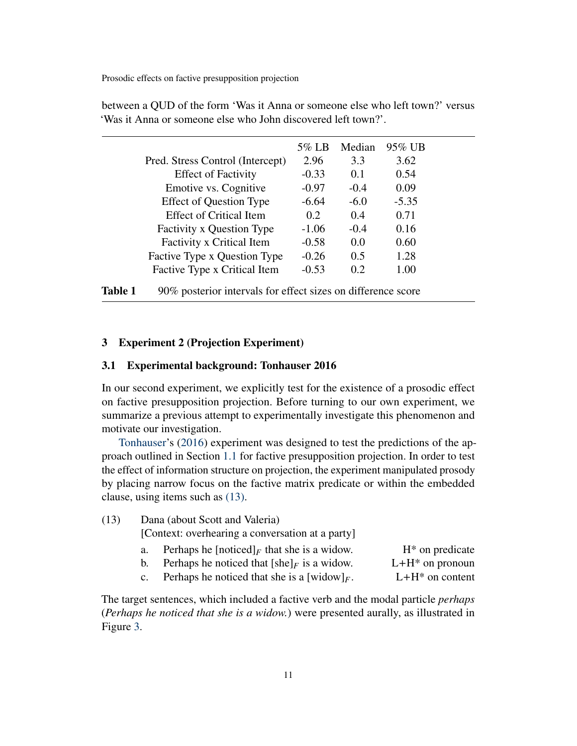between a QUD of the form 'Was it Anna or someone else who left town?' versus 'Was it Anna or someone else who John discovered left town?'.

| | 5% LB | Median | 95% UB |
|---|---|---|---|
| Pred. Stress Control (Intercept) | 2.96 | 3.3 | 3.62 |
| Effect of Factivity | -0.33 | 0.1 | 0.54 |
| Emotive vs. Cognitive | -0.97 | -0.4 | 0.09 |
| Effect of Question Type | -6.64 | -6.0 | -5.35 |
| Effect of Critical Item | 0.2 | 0.4 | 0.71 |
| Factivity x Question Type | -1.06 | -0.4 | 0.16 |
| Factivity x Critical Item | -0.58 | 0.0 | 0.60 |
| Factive Type x Question Type | -0.26 | 0.5 | 1.28 |
| Factive Type x Critical Item | -0.53 | 0.2 | 1.00 |

**Table 1** 90% posterior intervals for effect sizes on difference score

## 3 Experiment 2 (Projection Experiment)

### 3.1 Experimental background: Tonhauser 2016

In our second experiment, we explicitly test for the existence of a prosodic effect on factive presupposition projection. Before turning to our own experiment, we summarize a previous attempt to experimentally investigate this phenomenon and motivate our investigation.

Tonhauser's (2016) experiment was designed to test the predictions of the approach outlined in Section 1.1 for factive presupposition projection. In order to test the effect of information structure on projection, the experiment manipulated prosody by placing narrow focus on the factive matrix predicate or within the embedded clause, using items such as (13).

(13) Dana (about Scott and Valeria)
[Context: overhearing a conversation at a party]

a. Perhaps he [noticed]$_F$ that she is a widow. — H* on predicate
b. Perhaps he noticed that [she]$_F$ is a widow. — L+H* on pronoun
c. Perhaps he noticed that she is a [widow]$_F$. — L+H* on content

The target sentences, which included a factive verb and the modal particle *perhaps* (*Perhaps he noticed that she is a widow.*) were presented aurally, as illustrated in Figure 3.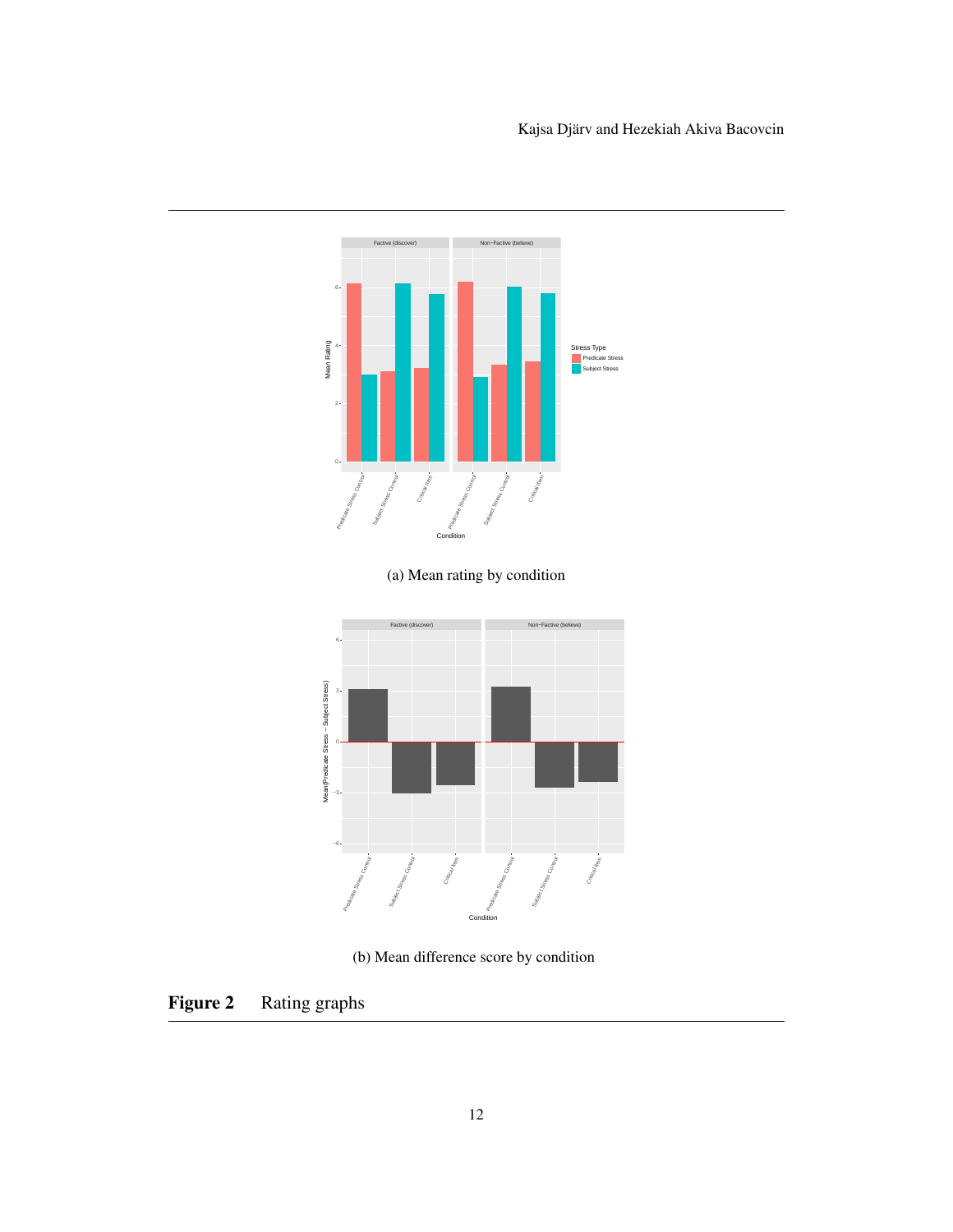(a) Mean rating by condition

(b) Mean difference score by condition

**Figure 2** Rating graphs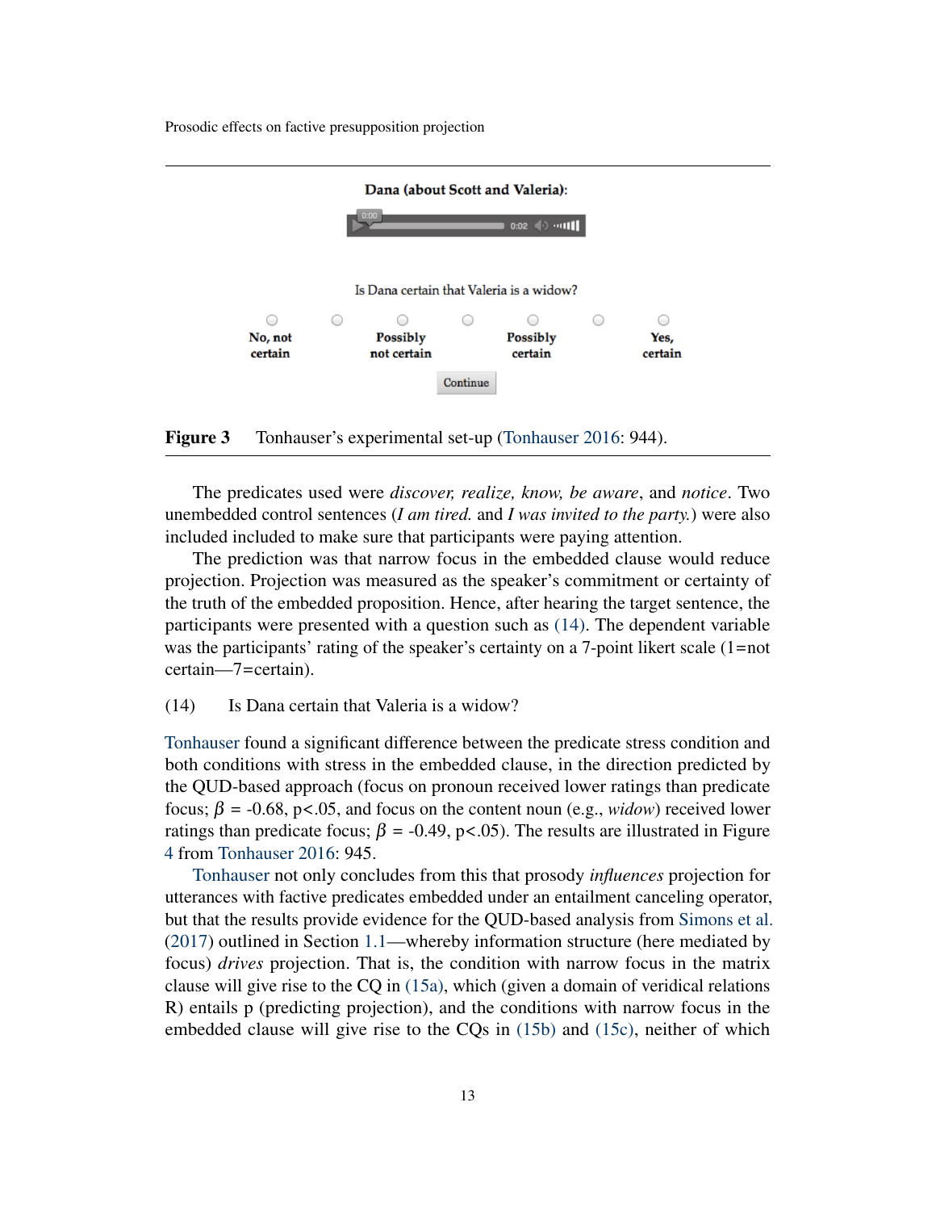Dana (about Scott and Valeria):

Is Dana certain that Valeria is a widow?

No, not certain | Possibly not certain | Possibly certain | Yes, certain

Continue

**Figure 3** Tonhauser's experimental set-up (Tonhauser 2016: 944).

The predicates used were *discover, realize, know, be aware*, and *notice*. Two unembedded control sentences (*I am tired.* and *I was invited to the party.*) were also included included to make sure that participants were paying attention.

The prediction was that narrow focus in the embedded clause would reduce projection. Projection was measured as the speaker's commitment or certainty of the truth of the embedded proposition. Hence, after hearing the target sentence, the participants were presented with a question such as (14). The dependent variable was the participants' rating of the speaker's certainty on a 7-point likert scale (1=not certain—7=certain).

(14) Is Dana certain that Valeria is a widow?

Tonhauser found a significant difference between the predicate stress condition and both conditions with stress in the embedded clause, in the direction predicted by the QUD-based approach (focus on pronoun received lower ratings than predicate focus; $\beta$ = -0.68, p<.05, and focus on the content noun (e.g., *widow*) received lower ratings than predicate focus; $\beta$ = -0.49, p<.05). The results are illustrated in Figure 4 from Tonhauser 2016: 945.

Tonhauser not only concludes from this that prosody *influences* projection for utterances with factive predicates embedded under an entailment canceling operator, but that the results provide evidence for the QUD-based analysis from Simons et al. (2017) outlined in Section 1.1—whereby information structure (here mediated by focus) *drives* projection. That is, the condition with narrow focus in the matrix clause will give rise to the CQ in (15a), which (given a domain of veridical relations R) entails p (predicting projection), and the conditions with narrow focus in the embedded clause will give rise to the CQs in (15b) and (15c), neither of which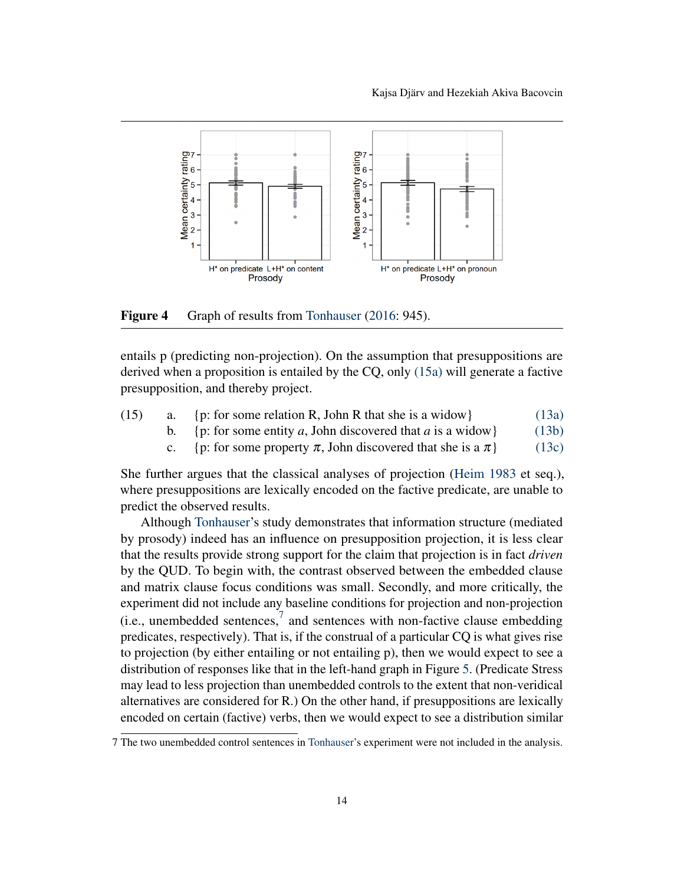**Figure 4** Graph of results from Tonhauser (2016: 945).

entails p (predicting non-projection). On the assumption that presuppositions are derived when a proposition is entailed by the CQ, only (15a) will generate a factive presupposition, and thereby project.

(15) a. {p: for some relation R, John R that she is a widow} (13a)
b. {p: for some entity $a$, John discovered that $a$ is a widow} (13b)
c. {p: for some property $\pi$, John discovered that she is a $\pi$} (13c)

She further argues that the classical analyses of projection (Heim 1983 et seq.), where presuppositions are lexically encoded on the factive predicate, are unable to predict the observed results.

Although Tonhauser's study demonstrates that information structure (mediated by prosody) indeed has an influence on presupposition projection, it is less clear that the results provide strong support for the claim that projection is in fact *driven* by the QUD. To begin with, the contrast observed between the embedded clause and matrix clause focus conditions was small. Secondly, and more critically, the experiment did not include any baseline conditions for projection and non-projection (i.e., unembedded sentences,[7] and sentences with non-factive clause embedding predicates, respectively). That is, if the construal of a particular CQ is what gives rise to projection (by either entailing or not entailing p), then we would expect to see a distribution of responses like that in the left-hand graph in Figure 5. (Predicate Stress may lead to less projection than unembedded controls to the extent that non-veridical alternatives are considered for R.) On the other hand, if presuppositions are lexically encoded on certain (factive) verbs, then we would expect to see a distribution similar

7 The two unembedded control sentences in Tonhauser's experiment were not included in the analysis.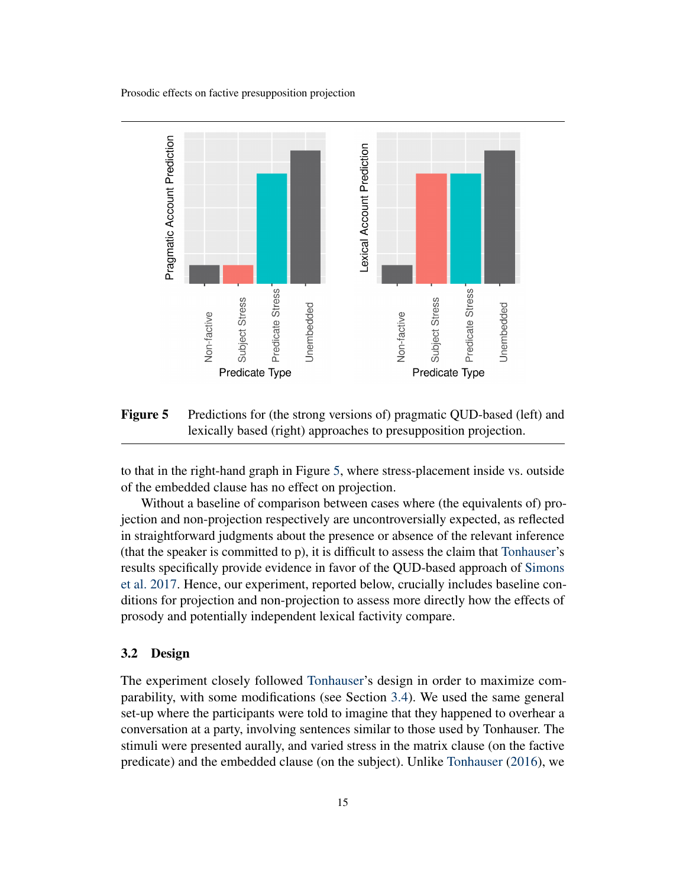**Figure 5** Predictions for (the strong versions of) pragmatic QUD-based (left) and lexically based (right) approaches to presupposition projection.

to that in the right-hand graph in Figure 5, where stress-placement inside vs. outside of the embedded clause has no effect on projection.

Without a baseline of comparison between cases where (the equivalents of) projection and non-projection respectively are uncontroversially expected, as reflected in straightforward judgments about the presence or absence of the relevant inference (that the speaker is committed to p), it is difficult to assess the claim that Tonhauser's results specifically provide evidence in favor of the QUD-based approach of Simons et al. 2017. Hence, our experiment, reported below, crucially includes baseline conditions for projection and non-projection to assess more directly how the effects of prosody and potentially independent lexical factivity compare.

### 3.2 Design

The experiment closely followed Tonhauser's design in order to maximize comparability, with some modifications (see Section 3.4). We used the same general set-up where the participants were told to imagine that they happened to overhear a conversation at a party, involving sentences similar to those used by Tonhauser. The stimuli were presented aurally, and varied stress in the matrix clause (on the factive predicate) and the embedded clause (on the subject). Unlike Tonhauser (2016), we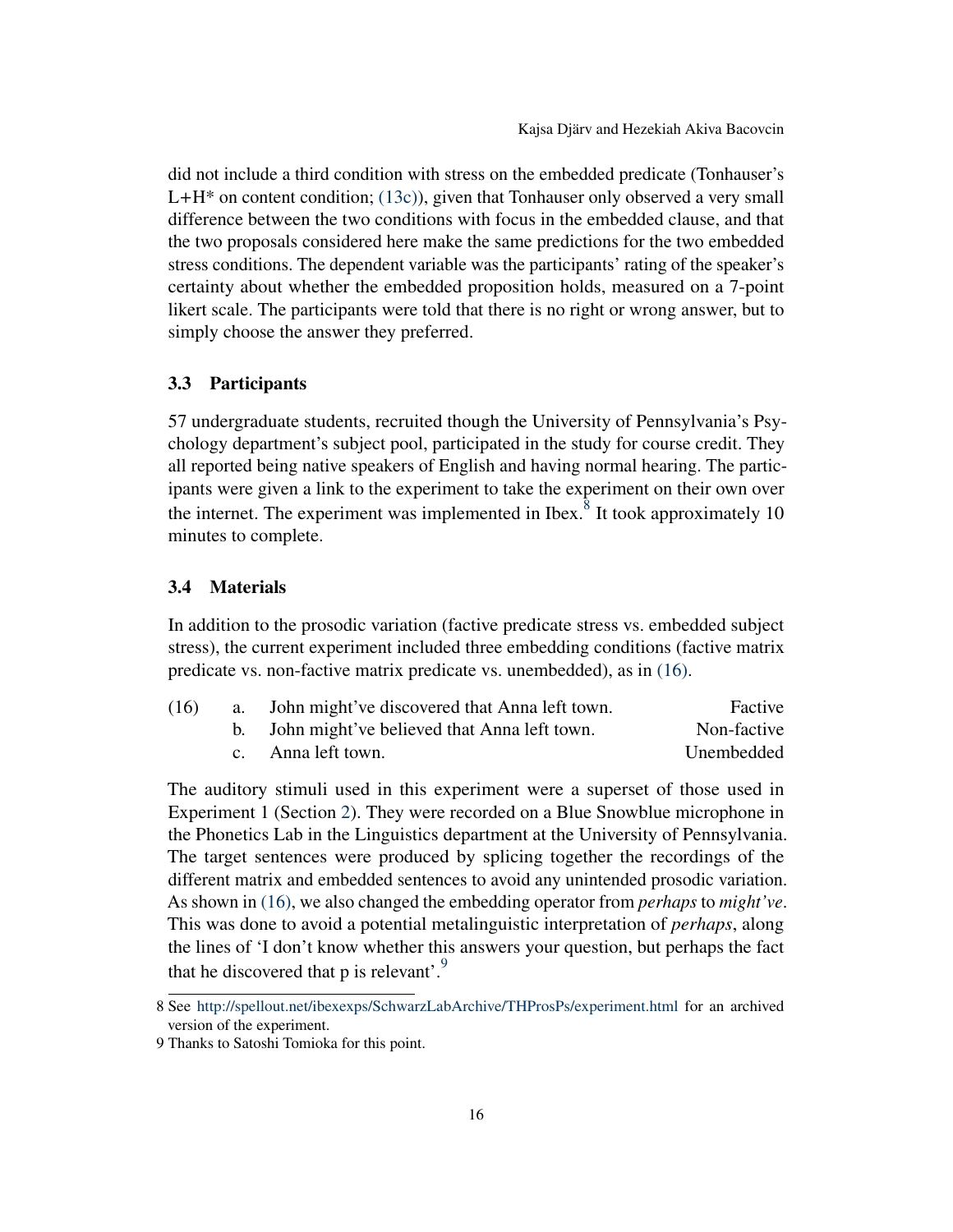did not include a third condition with stress on the embedded predicate (Tonhauser's L+H* on content condition; (13c)), given that Tonhauser only observed a very small difference between the two conditions with focus in the embedded clause, and that the two proposals considered here make the same predictions for the two embedded stress conditions. The dependent variable was the participants' rating of the speaker's certainty about whether the embedded proposition holds, measured on a 7-point likert scale. The participants were told that there is no right or wrong answer, but to simply choose the answer they preferred.

### 3.3 Participants

57 undergraduate students, recruited though the University of Pennsylvania's Psychology department's subject pool, participated in the study for course credit. They all reported being native speakers of English and having normal hearing. The participants were given a link to the experiment to take the experiment on their own over the internet. The experiment was implemented in Ibex.[8] It took approximately 10 minutes to complete.

### 3.4 Materials

In addition to the prosodic variation (factive predicate stress vs. embedded subject stress), the current experiment included three embedding conditions (factive matrix predicate vs. non-factive matrix predicate vs. unembedded), as in (16).

(16)
a. John might've discovered that Anna left town. — Factive
b. John might've believed that Anna left town. — Non-factive
c. Anna left town. — Unembedded

The auditory stimuli used in this experiment were a superset of those used in Experiment 1 (Section 2). They were recorded on a Blue Snowblue microphone in the Phonetics Lab in the Linguistics department at the University of Pennsylvania. The target sentences were produced by splicing together the recordings of the different matrix and embedded sentences to avoid any unintended prosodic variation. As shown in (16), we also changed the embedding operator from *perhaps* to *might've*. This was done to avoid a potential metalinguistic interpretation of *perhaps*, along the lines of 'I don't know whether this answers your question, but perhaps the fact that he discovered that p is relevant'.[9]

8 See http://spellout.net/ibexexps/SchwarzLabArchive/THProsPs/experiment.html for an archived version of the experiment.

9 Thanks to Satoshi Tomioka for this point.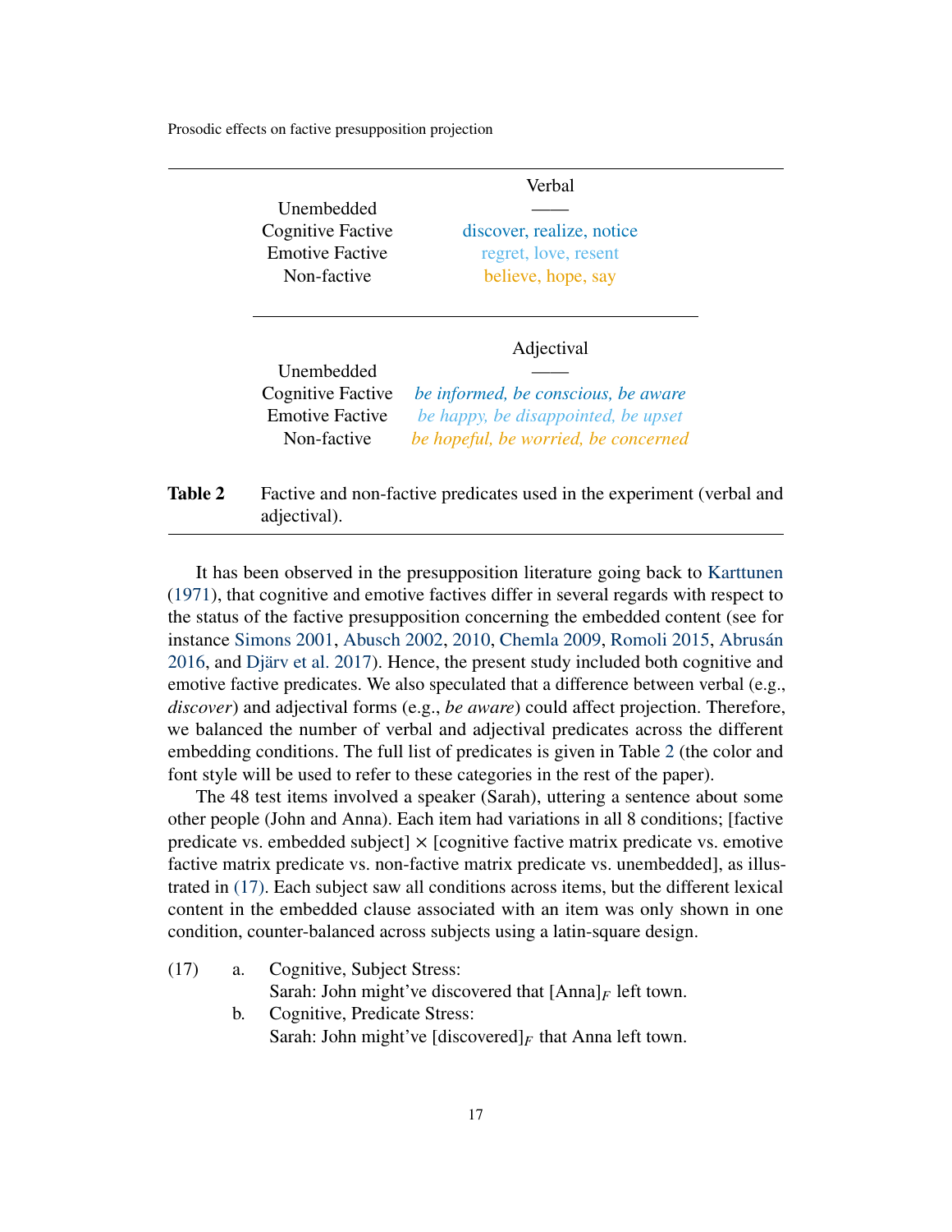| | Verbal |
|---|---|
| Unembedded | —— |
| Cognitive Factive | discover, realize, notice |
| Emotive Factive | regret, love, resent |
| Non-factive | believe, hope, say |

| | Adjectival |
|---|---|
| Unembedded | —— |
| Cognitive Factive | *be informed, be conscious, be aware* |
| Emotive Factive | *be happy, be disappointed, be upset* |
| Non-factive | *be hopeful, be worried, be concerned* |

**Table 2** Factive and non-factive predicates used in the experiment (verbal and adjectival).

It has been observed in the presupposition literature going back to Karttunen (1971), that cognitive and emotive factives differ in several regards with respect to the status of the factive presupposition concerning the embedded content (see for instance Simons 2001, Abusch 2002, 2010, Chemla 2009, Romoli 2015, Abrusán 2016, and Djärv et al. 2017). Hence, the present study included both cognitive and emotive factive predicates. We also speculated that a difference between verbal (e.g., *discover*) and adjectival forms (e.g., *be aware*) could affect projection. Therefore, we balanced the number of verbal and adjectival predicates across the different embedding conditions. The full list of predicates is given in Table 2 (the color and font style will be used to refer to these categories in the rest of the paper).

The 48 test items involved a speaker (Sarah), uttering a sentence about some other people (John and Anna). Each item had variations in all 8 conditions; [factive predicate vs. embedded subject] × [cognitive factive matrix predicate vs. emotive factive matrix predicate vs. non-factive matrix predicate vs. unembedded], as illustrated in (17). Each subject saw all conditions across items, but the different lexical content in the embedded clause associated with an item was only shown in one condition, counter-balanced across subjects using a latin-square design.

(17) a. Cognitive, Subject Stress:
Sarah: John might've discovered that $[\text{Anna}]_F$ left town.

b. Cognitive, Predicate Stress:
Sarah: John might've $[\text{discovered}]_F$ that Anna left town.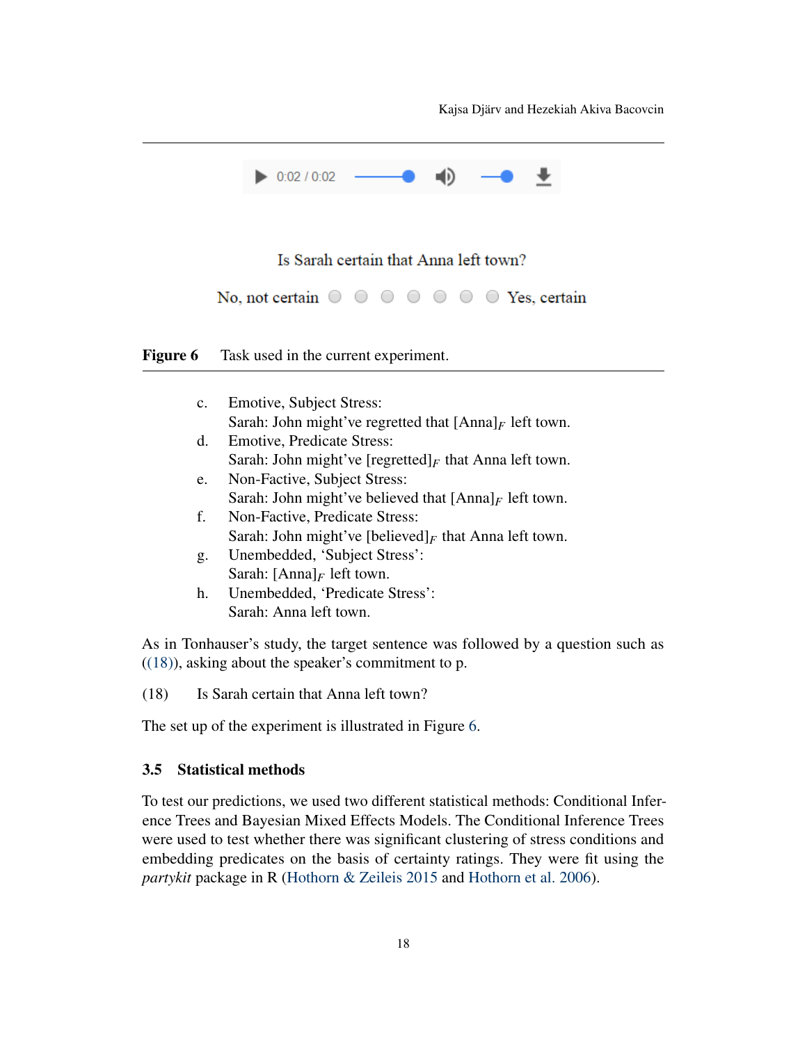Is Sarah certain that Anna left town?

No, not certain ○ ○ ○ ○ ○ ○ ○ Yes, certain

**Figure 6** Task used in the current experiment.

c. Emotive, Subject Stress:
   Sarah: John might've regretted that [Anna]$_F$ left town.

d. Emotive, Predicate Stress:
   Sarah: John might've [regretted]$_F$ that Anna left town.

e. Non-Factive, Subject Stress:
   Sarah: John might've believed that [Anna]$_F$ left town.

f. Non-Factive, Predicate Stress:
   Sarah: John might've [believed]$_F$ that Anna left town.

g. Unembedded, 'Subject Stress':
   Sarah: [Anna]$_F$ left town.

h. Unembedded, 'Predicate Stress':
   Sarah: Anna left town.

As in Tonhauser's study, the target sentence was followed by a question such as ((18)), asking about the speaker's commitment to p.

(18) Is Sarah certain that Anna left town?

The set up of the experiment is illustrated in Figure 6.

### 3.5 Statistical methods

To test our predictions, we used two different statistical methods: Conditional Inference Trees and Bayesian Mixed Effects Models. The Conditional Inference Trees were used to test whether there was significant clustering of stress conditions and embedding predicates on the basis of certainty ratings. They were fit using the *partykit* package in R (Hothorn & Zeileis 2015 and Hothorn et al. 2006).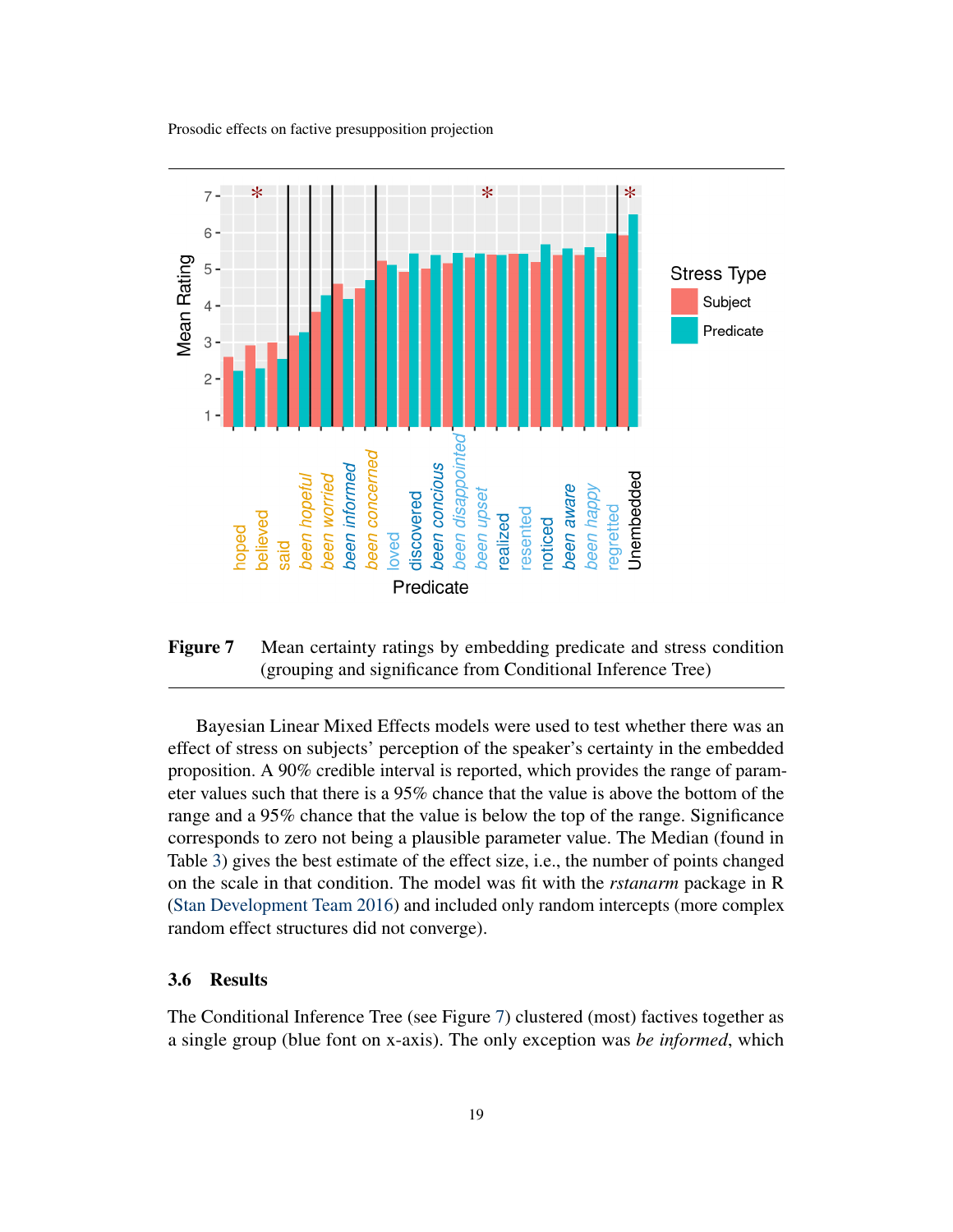**Figure 7** Mean certainty ratings by embedding predicate and stress condition (grouping and significance from Conditional Inference Tree)

Bayesian Linear Mixed Effects models were used to test whether there was an effect of stress on subjects' perception of the speaker's certainty in the embedded proposition. A 90% credible interval is reported, which provides the range of parameter values such that there is a 95% chance that the value is above the bottom of the range and a 95% chance that the value is below the top of the range. Significance corresponds to zero not being a plausible parameter value. The Median (found in Table 3) gives the best estimate of the effect size, i.e., the number of points changed on the scale in that condition. The model was fit with the *rstanarm* package in R (Stan Development Team 2016) and included only random intercepts (more complex random effect structures did not converge).

### 3.6 Results

The Conditional Inference Tree (see Figure 7) clustered (most) factives together as a single group (blue font on x-axis). The only exception was *be informed*, which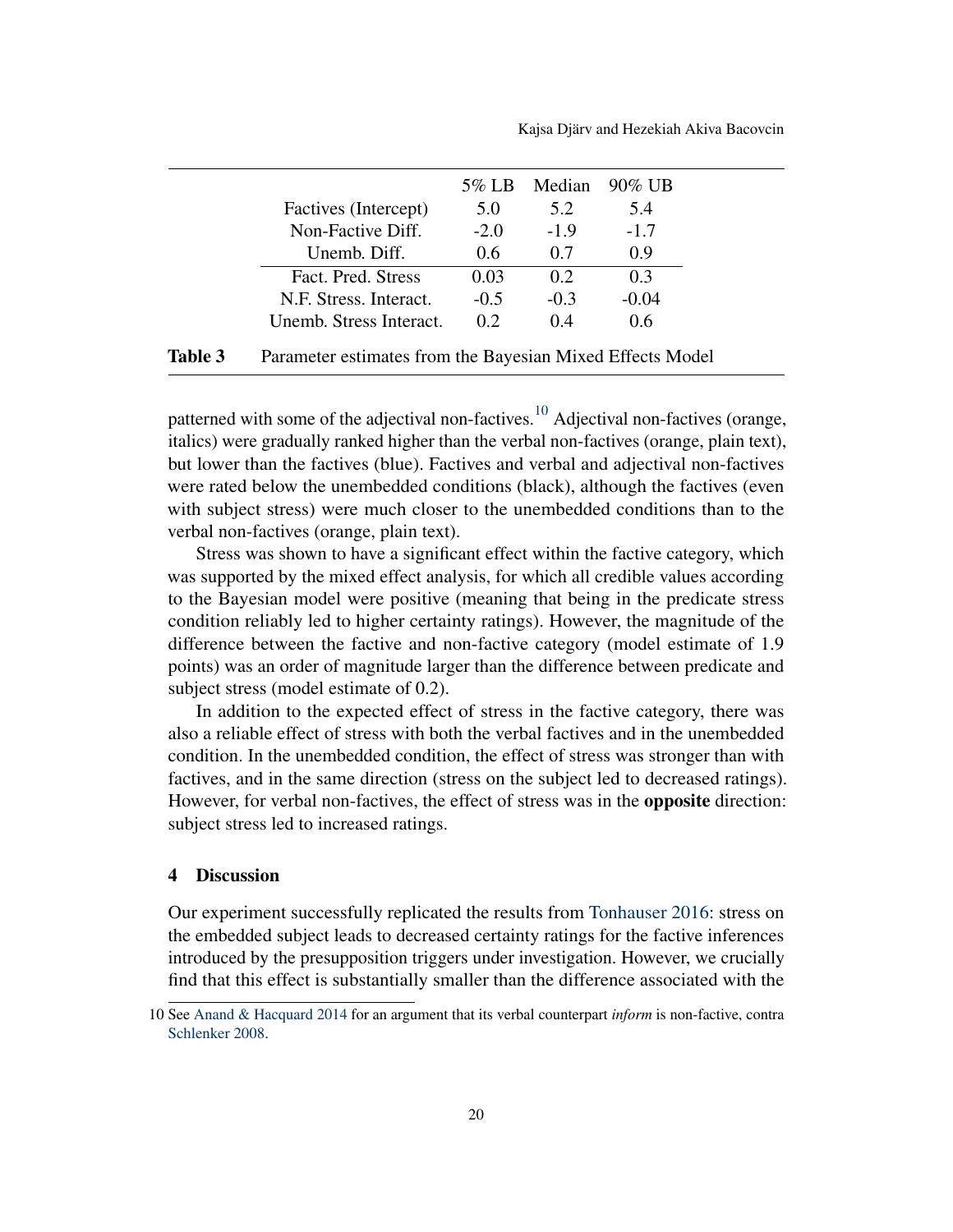| | 5% LB | Median | 90% UB |
|---|---|---|---|
| Factives (Intercept) | 5.0 | 5.2 | 5.4 |
| Non-Factive Diff. | -2.0 | -1.9 | -1.7 |
| Unemb. Diff. | 0.6 | 0.7 | 0.9 |
| Fact. Pred. Stress | 0.03 | 0.2 | 0.3 |
| N.F. Stress. Interact. | -0.5 | -0.3 | -0.04 |
| Unemb. Stress Interact. | 0.2 | 0.4 | 0.6 |

**Table 3** Parameter estimates from the Bayesian Mixed Effects Model

patterned with some of the adjectival non-factives.[10] Adjectival non-factives (orange, italics) were gradually ranked higher than the verbal non-factives (orange, plain text), but lower than the factives (blue). Factives and verbal and adjectival non-factives were rated below the unembedded conditions (black), although the factives (even with subject stress) were much closer to the unembedded conditions than to the verbal non-factives (orange, plain text).

Stress was shown to have a significant effect within the factive category, which was supported by the mixed effect analysis, for which all credible values according to the Bayesian model were positive (meaning that being in the predicate stress condition reliably led to higher certainty ratings). However, the magnitude of the difference between the factive and non-factive category (model estimate of 1.9 points) was an order of magnitude larger than the difference between predicate and subject stress (model estimate of 0.2).

In addition to the expected effect of stress in the factive category, there was also a reliable effect of stress with both the verbal factives and in the unembedded condition. In the unembedded condition, the effect of stress was stronger than with factives, and in the same direction (stress on the subject led to decreased ratings). However, for verbal non-factives, the effect of stress was in the **opposite** direction: subject stress led to increased ratings.

## 4 Discussion

Our experiment successfully replicated the results from Tonhauser 2016: stress on the embedded subject leads to decreased certainty ratings for the factive inferences introduced by the presupposition triggers under investigation. However, we crucially find that this effect is substantially smaller than the difference associated with the

10 See Anand & Hacquard 2014 for an argument that its verbal counterpart *inform* is non-factive, contra Schlenker 2008.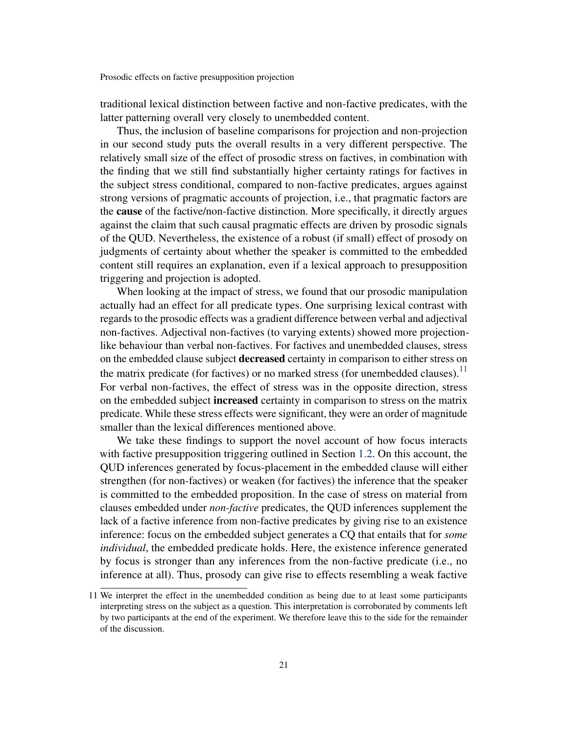traditional lexical distinction between factive and non-factive predicates, with the latter patterning overall very closely to unembedded content.

Thus, the inclusion of baseline comparisons for projection and non-projection in our second study puts the overall results in a very different perspective. The relatively small size of the effect of prosodic stress on factives, in combination with the finding that we still find substantially higher certainty ratings for factives in the subject stress conditional, compared to non-factive predicates, argues against strong versions of pragmatic accounts of projection, i.e., that pragmatic factors are the **cause** of the factive/non-factive distinction. More specifically, it directly argues against the claim that such causal pragmatic effects are driven by prosodic signals of the QUD. Nevertheless, the existence of a robust (if small) effect of prosody on judgments of certainty about whether the speaker is committed to the embedded content still requires an explanation, even if a lexical approach to presupposition triggering and projection is adopted.

When looking at the impact of stress, we found that our prosodic manipulation actually had an effect for all predicate types. One surprising lexical contrast with regards to the prosodic effects was a gradient difference between verbal and adjectival non-factives. Adjectival non-factives (to varying extents) showed more projection-like behaviour than verbal non-factives. For factives and unembedded clauses, stress on the embedded clause subject **decreased** certainty in comparison to either stress on the matrix predicate (for factives) or no marked stress (for unembedded clauses).[11] For verbal non-factives, the effect of stress was in the opposite direction, stress on the embedded subject **increased** certainty in comparison to stress on the matrix predicate. While these stress effects were significant, they were an order of magnitude smaller than the lexical differences mentioned above.

We take these findings to support the novel account of how focus interacts with factive presupposition triggering outlined in Section 1.2. On this account, the QUD inferences generated by focus-placement in the embedded clause will either strengthen (for non-factives) or weaken (for factives) the inference that the speaker is committed to the embedded proposition. In the case of stress on material from clauses embedded under *non-factive* predicates, the QUD inferences supplement the lack of a factive inference from non-factive predicates by giving rise to an existence inference: focus on the embedded subject generates a CQ that entails that for *some individual*, the embedded predicate holds. Here, the existence inference generated by focus is stronger than any inferences from the non-factive predicate (i.e., no inference at all). Thus, prosody can give rise to effects resembling a weak factive

11 We interpret the effect in the unembedded condition as being due to at least some participants interpreting stress on the subject as a question. This interpretation is corroborated by comments left by two participants at the end of the experiment. We therefore leave this to the side for the remainder of the discussion.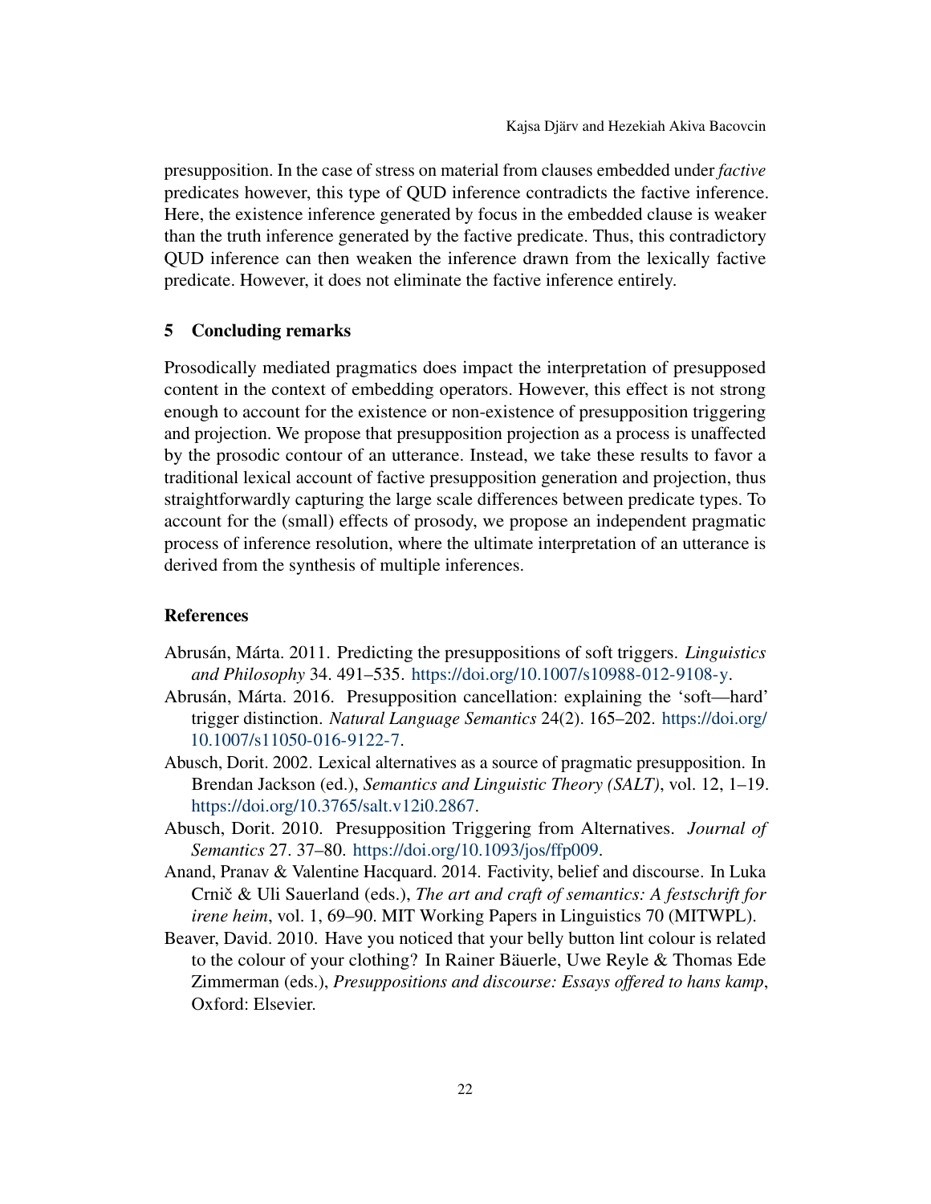presupposition. In the case of stress on material from clauses embedded under *factive* predicates however, this type of QUD inference contradicts the factive inference. Here, the existence inference generated by focus in the embedded clause is weaker than the truth inference generated by the factive predicate. Thus, this contradictory QUD inference can then weaken the inference drawn from the lexically factive predicate. However, it does not eliminate the factive inference entirely.

## 5 Concluding remarks

Prosodically mediated pragmatics does impact the interpretation of presupposed content in the context of embedding operators. However, this effect is not strong enough to account for the existence or non-existence of presupposition triggering and projection. We propose that presupposition projection as a process is unaffected by the prosodic contour of an utterance. Instead, we take these results to favor a traditional lexical account of factive presupposition generation and projection, thus straightforwardly capturing the large scale differences between predicate types. To account for the (small) effects of prosody, we propose an independent pragmatic process of inference resolution, where the ultimate interpretation of an utterance is derived from the synthesis of multiple inferences.

## References

Abrusán, Márta. 2011. Predicting the presuppositions of soft triggers. *Linguistics and Philosophy* 34. 491–535. https://doi.org/10.1007/s10988-012-9108-y.

Abrusán, Márta. 2016. Presupposition cancellation: explaining the 'soft—hard' trigger distinction. *Natural Language Semantics* 24(2). 165–202. https://doi.org/10.1007/s11050-016-9122-7.

Abusch, Dorit. 2002. Lexical alternatives as a source of pragmatic presupposition. In Brendan Jackson (ed.), *Semantics and Linguistic Theory (SALT)*, vol. 12, 1–19. https://doi.org/10.3765/salt.v12i0.2867.

Abusch, Dorit. 2010. Presupposition Triggering from Alternatives. *Journal of Semantics* 27. 37–80. https://doi.org/10.1093/jos/ffp009.

Anand, Pranav & Valentine Hacquard. 2014. Factivity, belief and discourse. In Luka Crnič & Uli Sauerland (eds.), *The art and craft of semantics: A festschrift for irene heim*, vol. 1, 69–90. MIT Working Papers in Linguistics 70 (MITWPL).

Beaver, David. 2010. Have you noticed that your belly button lint colour is related to the colour of your clothing? In Rainer Bäuerle, Uwe Reyle & Thomas Ede Zimmerman (eds.), *Presuppositions and discourse: Essays offered to hans kamp*, Oxford: Elsevier.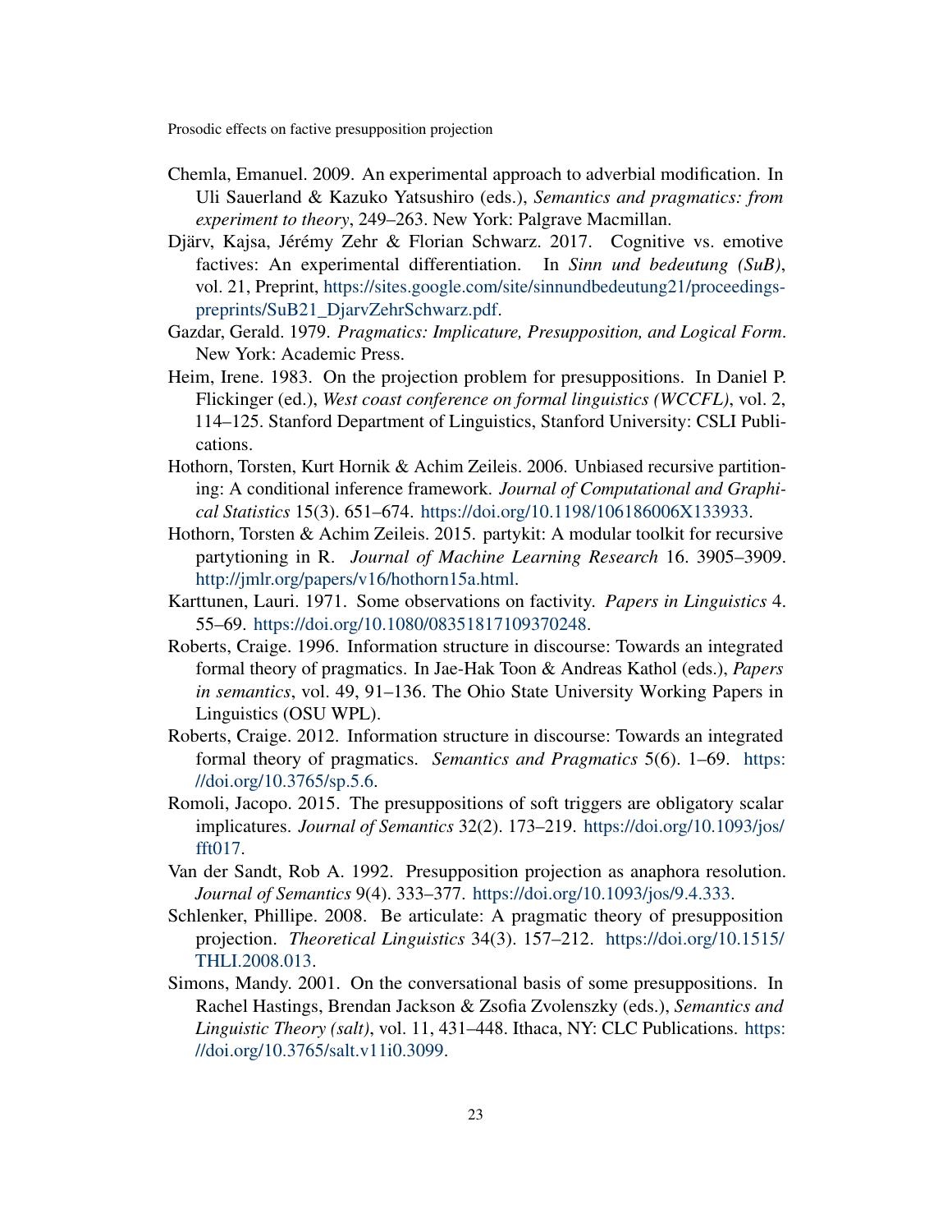Chemla, Emanuel. 2009. An experimental approach to adverbial modification. In Uli Sauerland & Kazuko Yatsushiro (eds.), *Semantics and pragmatics: from experiment to theory*, 249–263. New York: Palgrave Macmillan.

Djärv, Kajsa, Jérémy Zehr & Florian Schwarz. 2017. Cognitive vs. emotive factives: An experimental differentiation. In *Sinn und bedeutung (SuB)*, vol. 21, Preprint, https://sites.google.com/site/sinnundbedeutung21/proceedings-preprints/SuB21_DjarvZehrSchwarz.pdf.

Gazdar, Gerald. 1979. *Pragmatics: Implicature, Presupposition, and Logical Form*. New York: Academic Press.

Heim, Irene. 1983. On the projection problem for presuppositions. In Daniel P. Flickinger (ed.), *West coast conference on formal linguistics (WCCFL)*, vol. 2, 114–125. Stanford Department of Linguistics, Stanford University: CSLI Publications.

Hothorn, Torsten, Kurt Hornik & Achim Zeileis. 2006. Unbiased recursive partitioning: A conditional inference framework. *Journal of Computational and Graphical Statistics* 15(3). 651–674. https://doi.org/10.1198/106186006X133933.

Hothorn, Torsten & Achim Zeileis. 2015. partykit: A modular toolkit for recursive partytioning in R. *Journal of Machine Learning Research* 16. 3905–3909. http://jmlr.org/papers/v16/hothorn15a.html.

Karttunen, Lauri. 1971. Some observations on factivity. *Papers in Linguistics* 4. 55–69. https://doi.org/10.1080/08351817109370248.

Roberts, Craige. 1996. Information structure in discourse: Towards an integrated formal theory of pragmatics. In Jae-Hak Toon & Andreas Kathol (eds.), *Papers in semantics*, vol. 49, 91–136. The Ohio State University Working Papers in Linguistics (OSU WPL).

Roberts, Craige. 2012. Information structure in discourse: Towards an integrated formal theory of pragmatics. *Semantics and Pragmatics* 5(6). 1–69. https://doi.org/10.3765/sp.5.6.

Romoli, Jacopo. 2015. The presuppositions of soft triggers are obligatory scalar implicatures. *Journal of Semantics* 32(2). 173–219. https://doi.org/10.1093/jos/fft017.

Van der Sandt, Rob A. 1992. Presupposition projection as anaphora resolution. *Journal of Semantics* 9(4). 333–377. https://doi.org/10.1093/jos/9.4.333.

Schlenker, Phillipe. 2008. Be articulate: A pragmatic theory of presupposition projection. *Theoretical Linguistics* 34(3). 157–212. https://doi.org/10.1515/THLI.2008.013.

Simons, Mandy. 2001. On the conversational basis of some presuppositions. In Rachel Hastings, Brendan Jackson & Zsofia Zvolenszky (eds.), *Semantics and Linguistic Theory (salt)*, vol. 11, 431–448. Ithaca, NY: CLC Publications. https://doi.org/10.3765/salt.v11i0.3099.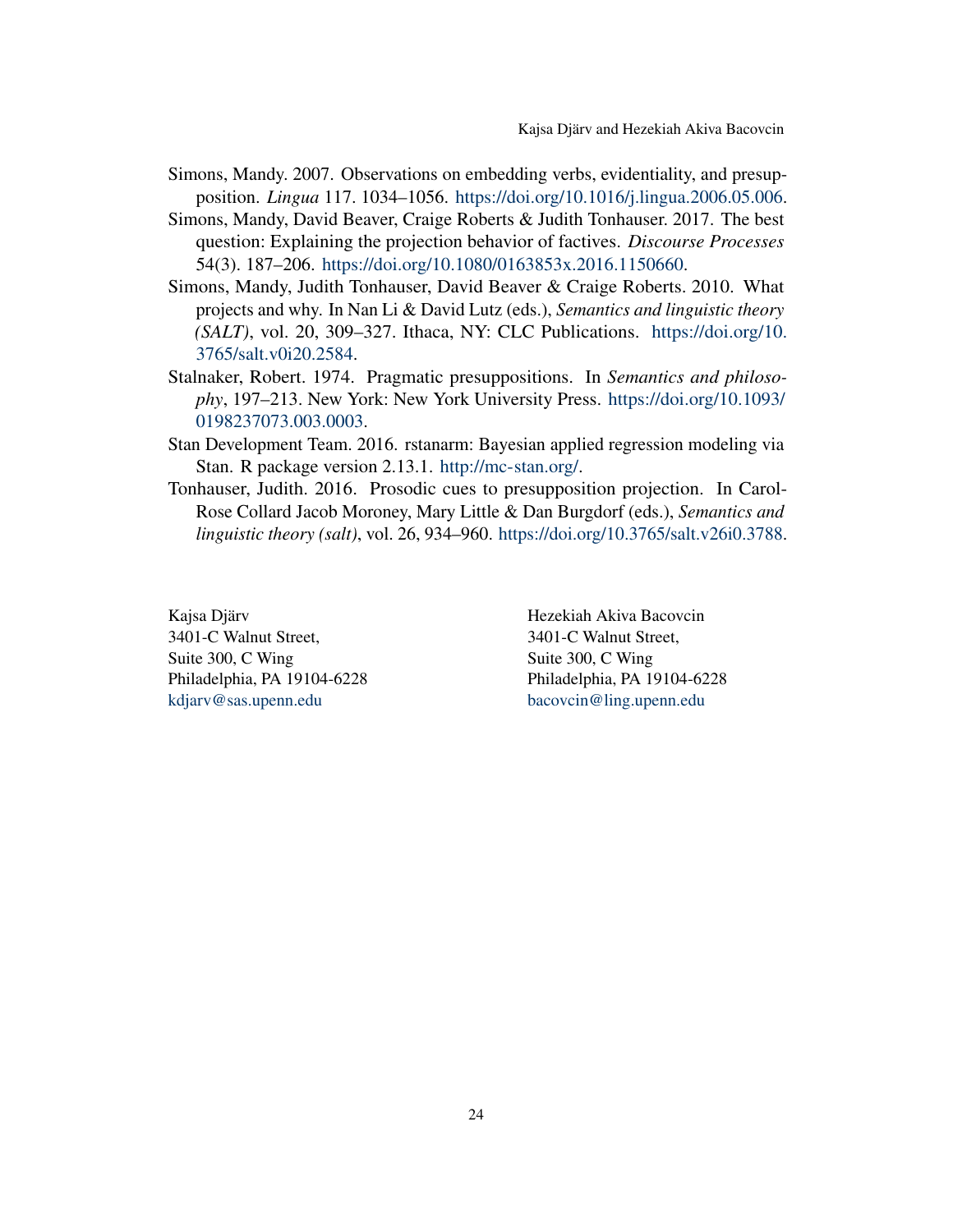Simons, Mandy. 2007. Observations on embedding verbs, evidentiality, and presupposition. *Lingua* 117. 1034–1056. https://doi.org/10.1016/j.lingua.2006.05.006.

Simons, Mandy, David Beaver, Craige Roberts & Judith Tonhauser. 2017. The best question: Explaining the projection behavior of factives. *Discourse Processes* 54(3). 187–206. https://doi.org/10.1080/0163853x.2016.1150660.

Simons, Mandy, Judith Tonhauser, David Beaver & Craige Roberts. 2010. What projects and why. In Nan Li & David Lutz (eds.), *Semantics and linguistic theory (SALT)*, vol. 20, 309–327. Ithaca, NY: CLC Publications. https://doi.org/10.3765/salt.v0i20.2584.

Stalnaker, Robert. 1974. Pragmatic presuppositions. In *Semantics and philosophy*, 197–213. New York: New York University Press. https://doi.org/10.1093/0198237073.003.0003.

Stan Development Team. 2016. rstanarm: Bayesian applied regression modeling via Stan. R package version 2.13.1. http://mc-stan.org/.

Tonhauser, Judith. 2016. Prosodic cues to presupposition projection. In Carol-Rose Collard Jacob Moroney, Mary Little & Dan Burgdorf (eds.), *Semantics and linguistic theory (salt)*, vol. 26, 934–960. https://doi.org/10.3765/salt.v26i0.3788.

Kajsa Djärv
3401-C Walnut Street,
Suite 300, C Wing
Philadelphia, PA 19104-6228
kdjarv@sas.upenn.edu

Hezekiah Akiva Bacovcin
3401-C Walnut Street,
Suite 300, C Wing
Philadelphia, PA 19104-6228
bacovcin@ling.upenn.edu